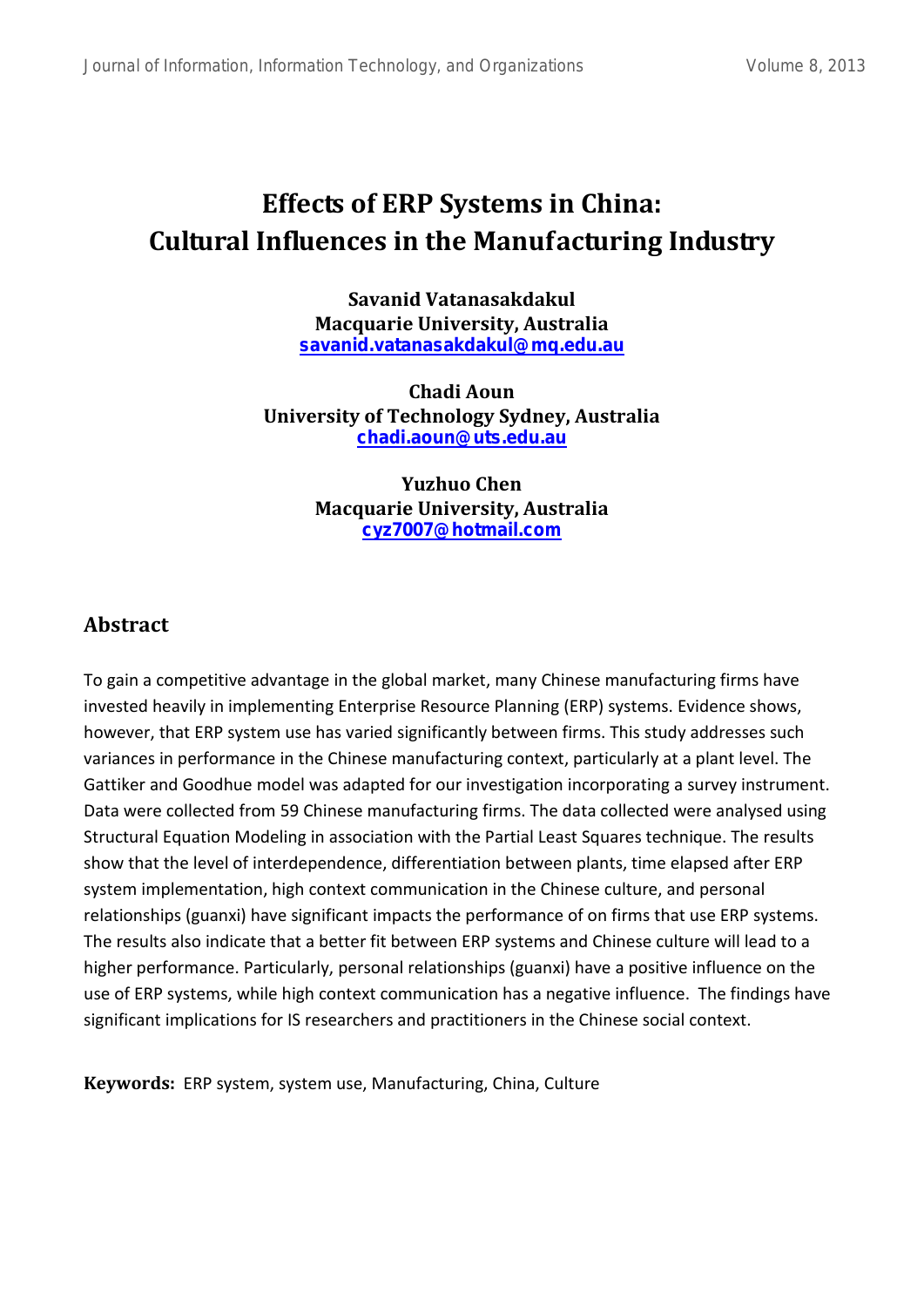# Effects of ERP Systems in China: Cultural Influences in the Manufacturing Industry

**Savanid Vatanasakdakul**
**Macquarie University, Australia**
**savanid.vatanasakdakul@mq.edu.au**

**Chadi Aoun**
**University of Technology Sydney, Australia**
**chadi.aoun@uts.edu.au**

**Yuzhuo Chen**
**Macquarie University, Australia**
**cyz7007@hotmail.com**

## Abstract

To gain a competitive advantage in the global market, many Chinese manufacturing firms have invested heavily in implementing Enterprise Resource Planning (ERP) systems. Evidence shows, however, that ERP system use has varied significantly between firms. This study addresses such variances in performance in the Chinese manufacturing context, particularly at a plant level. The Gattiker and Goodhue model was adapted for our investigation incorporating a survey instrument. Data were collected from 59 Chinese manufacturing firms. The data collected were analysed using Structural Equation Modeling in association with the Partial Least Squares technique. The results show that the level of interdependence, differentiation between plants, time elapsed after ERP system implementation, high context communication in the Chinese culture, and personal relationships (guanxi) have significant impacts the performance of on firms that use ERP systems. The results also indicate that a better fit between ERP systems and Chinese culture will lead to a higher performance. Particularly, personal relationships (guanxi) have a positive influence on the use of ERP systems, while high context communication has a negative influence. The findings have significant implications for IS researchers and practitioners in the Chinese social context.

**Keywords:** ERP system, system use, Manufacturing, China, Culture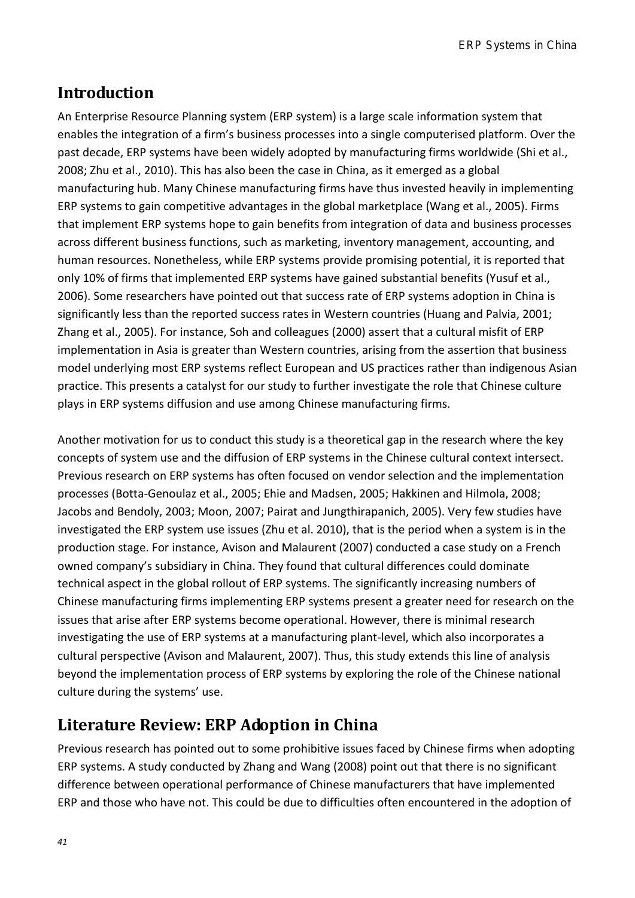## Introduction

An Enterprise Resource Planning system (ERP system) is a large scale information system that enables the integration of a firm's business processes into a single computerised platform. Over the past decade, ERP systems have been widely adopted by manufacturing firms worldwide (Shi et al., 2008; Zhu et al., 2010). This has also been the case in China, as it emerged as a global manufacturing hub. Many Chinese manufacturing firms have thus invested heavily in implementing ERP systems to gain competitive advantages in the global marketplace (Wang et al., 2005). Firms that implement ERP systems hope to gain benefits from integration of data and business processes across different business functions, such as marketing, inventory management, accounting, and human resources. Nonetheless, while ERP systems provide promising potential, it is reported that only 10% of firms that implemented ERP systems have gained substantial benefits (Yusuf et al., 2006). Some researchers have pointed out that success rate of ERP systems adoption in China is significantly less than the reported success rates in Western countries (Huang and Palvia, 2001; Zhang et al., 2005). For instance, Soh and colleagues (2000) assert that a cultural misfit of ERP implementation in Asia is greater than Western countries, arising from the assertion that business model underlying most ERP systems reflect European and US practices rather than indigenous Asian practice. This presents a catalyst for our study to further investigate the role that Chinese culture plays in ERP systems diffusion and use among Chinese manufacturing firms.

Another motivation for us to conduct this study is a theoretical gap in the research where the key concepts of system use and the diffusion of ERP systems in the Chinese cultural context intersect. Previous research on ERP systems has often focused on vendor selection and the implementation processes (Botta-Genoulaz et al., 2005; Ehie and Madsen, 2005; Hakkinen and Hilmola, 2008; Jacobs and Bendoly, 2003; Moon, 2007; Pairat and Jungthirapanich, 2005). Very few studies have investigated the ERP system use issues (Zhu et al. 2010), that is the period when a system is in the production stage. For instance, Avison and Malaurent (2007) conducted a case study on a French owned company's subsidiary in China. They found that cultural differences could dominate technical aspect in the global rollout of ERP systems. The significantly increasing numbers of Chinese manufacturing firms implementing ERP systems present a greater need for research on the issues that arise after ERP systems become operational. However, there is minimal research investigating the use of ERP systems at a manufacturing plant-level, which also incorporates a cultural perspective (Avison and Malaurent, 2007). Thus, this study extends this line of analysis beyond the implementation process of ERP systems by exploring the role of the Chinese national culture during the systems' use.

## Literature Review: ERP Adoption in China

Previous research has pointed out to some prohibitive issues faced by Chinese firms when adopting ERP systems. A study conducted by Zhang and Wang (2008) point out that there is no significant difference between operational performance of Chinese manufacturers that have implemented ERP and those who have not. This could be due to difficulties often encountered in the adoption of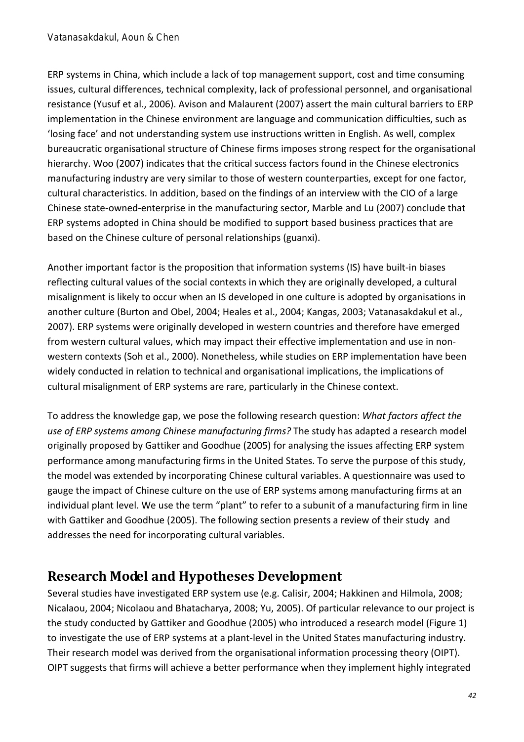ERP systems in China, which include a lack of top management support, cost and time consuming issues, cultural differences, technical complexity, lack of professional personnel, and organisational resistance (Yusuf et al., 2006). Avison and Malaurent (2007) assert the main cultural barriers to ERP implementation in the Chinese environment are language and communication difficulties, such as 'losing face' and not understanding system use instructions written in English. As well, complex bureaucratic organisational structure of Chinese firms imposes strong respect for the organisational hierarchy. Woo (2007) indicates that the critical success factors found in the Chinese electronics manufacturing industry are very similar to those of western counterparties, except for one factor, cultural characteristics. In addition, based on the findings of an interview with the CIO of a large Chinese state-owned-enterprise in the manufacturing sector, Marble and Lu (2007) conclude that ERP systems adopted in China should be modified to support based business practices that are based on the Chinese culture of personal relationships (guanxi).

Another important factor is the proposition that information systems (IS) have built-in biases reflecting cultural values of the social contexts in which they are originally developed, a cultural misalignment is likely to occur when an IS developed in one culture is adopted by organisations in another culture (Burton and Obel, 2004; Heales et al., 2004; Kangas, 2003; Vatanasakdakul et al., 2007). ERP systems were originally developed in western countries and therefore have emerged from western cultural values, which may impact their effective implementation and use in non-western contexts (Soh et al., 2000). Nonetheless, while studies on ERP implementation have been widely conducted in relation to technical and organisational implications, the implications of cultural misalignment of ERP systems are rare, particularly in the Chinese context.

To address the knowledge gap, we pose the following research question: *What factors affect the use of ERP systems among Chinese manufacturing firms?* The study has adapted a research model originally proposed by Gattiker and Goodhue (2005) for analysing the issues affecting ERP system performance among manufacturing firms in the United States. To serve the purpose of this study, the model was extended by incorporating Chinese cultural variables. A questionnaire was used to gauge the impact of Chinese culture on the use of ERP systems among manufacturing firms at an individual plant level. We use the term "plant" to refer to a subunit of a manufacturing firm in line with Gattiker and Goodhue (2005). The following section presents a review of their study and addresses the need for incorporating cultural variables.

## Research Model and Hypotheses Development

Several studies have investigated ERP system use (e.g. Calisir, 2004; Hakkinen and Hilmola, 2008; Nicalaou, 2004; Nicolaou and Bhatacharya, 2008; Yu, 2005). Of particular relevance to our project is the study conducted by Gattiker and Goodhue (2005) who introduced a research model (Figure 1) to investigate the use of ERP systems at a plant-level in the United States manufacturing industry. Their research model was derived from the organisational information processing theory (OIPT). OIPT suggests that firms will achieve a better performance when they implement highly integrated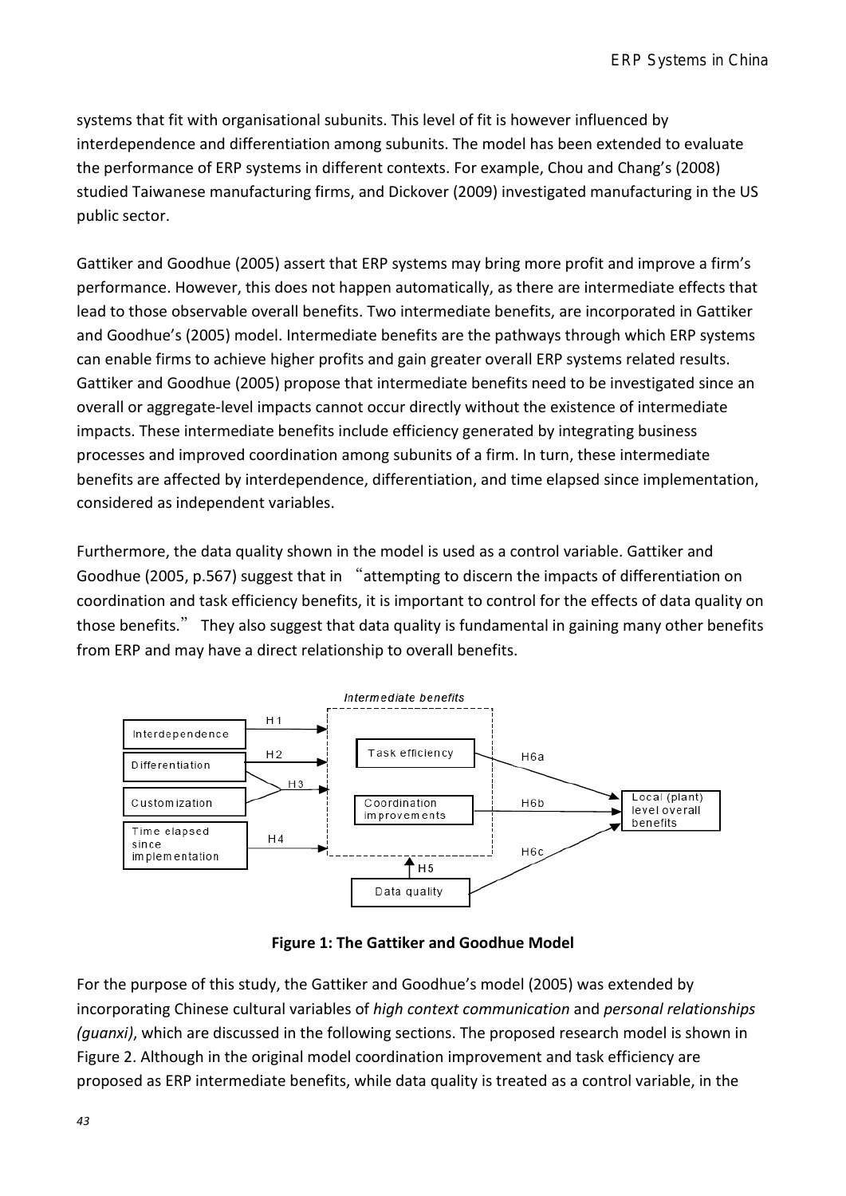systems that fit with organisational subunits. This level of fit is however influenced by interdependence and differentiation among subunits. The model has been extended to evaluate the performance of ERP systems in different contexts. For example, Chou and Chang's (2008) studied Taiwanese manufacturing firms, and Dickover (2009) investigated manufacturing in the US public sector.

Gattiker and Goodhue (2005) assert that ERP systems may bring more profit and improve a firm's performance. However, this does not happen automatically, as there are intermediate effects that lead to those observable overall benefits. Two intermediate benefits, are incorporated in Gattiker and Goodhue's (2005) model. Intermediate benefits are the pathways through which ERP systems can enable firms to achieve higher profits and gain greater overall ERP systems related results. Gattiker and Goodhue (2005) propose that intermediate benefits need to be investigated since an overall or aggregate-level impacts cannot occur directly without the existence of intermediate impacts. These intermediate benefits include efficiency generated by integrating business processes and improved coordination among subunits of a firm. In turn, these intermediate benefits are affected by interdependence, differentiation, and time elapsed since implementation, considered as independent variables.

Furthermore, the data quality shown in the model is used as a control variable. Gattiker and Goodhue (2005, p.567) suggest that in "attempting to discern the impacts of differentiation on coordination and task efficiency benefits, it is important to control for the effects of data quality on those benefits." They also suggest that data quality is fundamental in gaining many other benefits from ERP and may have a direct relationship to overall benefits.

Intermediate benefits

Interdependence — H1; Differentiation — H2; Customization — H3; Time elapsed since implementation — H4; Task efficiency — H6a; Coordination improvements — H6b; Data quality — H5, H6c; Local (plant) level overall benefits

**Figure 1: The Gattiker and Goodhue Model**

For the purpose of this study, the Gattiker and Goodhue's model (2005) was extended by incorporating Chinese cultural variables of *high context communication* and *personal relationships (guanxi)*, which are discussed in the following sections. The proposed research model is shown in Figure 2. Although in the original model coordination improvement and task efficiency are proposed as ERP intermediate benefits, while data quality is treated as a control variable, in the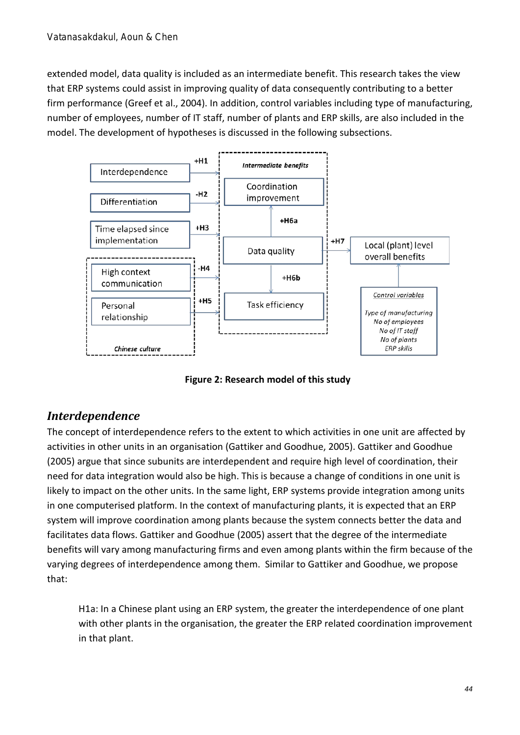extended model, data quality is included as an intermediate benefit. This research takes the view that ERP systems could assist in improving quality of data consequently contributing to a better firm performance (Greef et al., 2004). In addition, control variables including type of manufacturing, number of employees, number of IT staff, number of plants and ERP skills, are also included in the model. The development of hypotheses is discussed in the following subsections.

**Figure 2: Research model of this study**

## *Interdependence*

The concept of interdependence refers to the extent to which activities in one unit are affected by activities in other units in an organisation (Gattiker and Goodhue, 2005). Gattiker and Goodhue (2005) argue that since subunits are interdependent and require high level of coordination, their need for data integration would also be high. This is because a change of conditions in one unit is likely to impact on the other units. In the same light, ERP systems provide integration among units in one computerised platform. In the context of manufacturing plants, it is expected that an ERP system will improve coordination among plants because the system connects better the data and facilitates data flows. Gattiker and Goodhue (2005) assert that the degree of the intermediate benefits will vary among manufacturing firms and even among plants within the firm because of the varying degrees of interdependence among them. Similar to Gattiker and Goodhue, we propose that:

> H1a: In a Chinese plant using an ERP system, the greater the interdependence of one plant with other plants in the organisation, the greater the ERP related coordination improvement in that plant.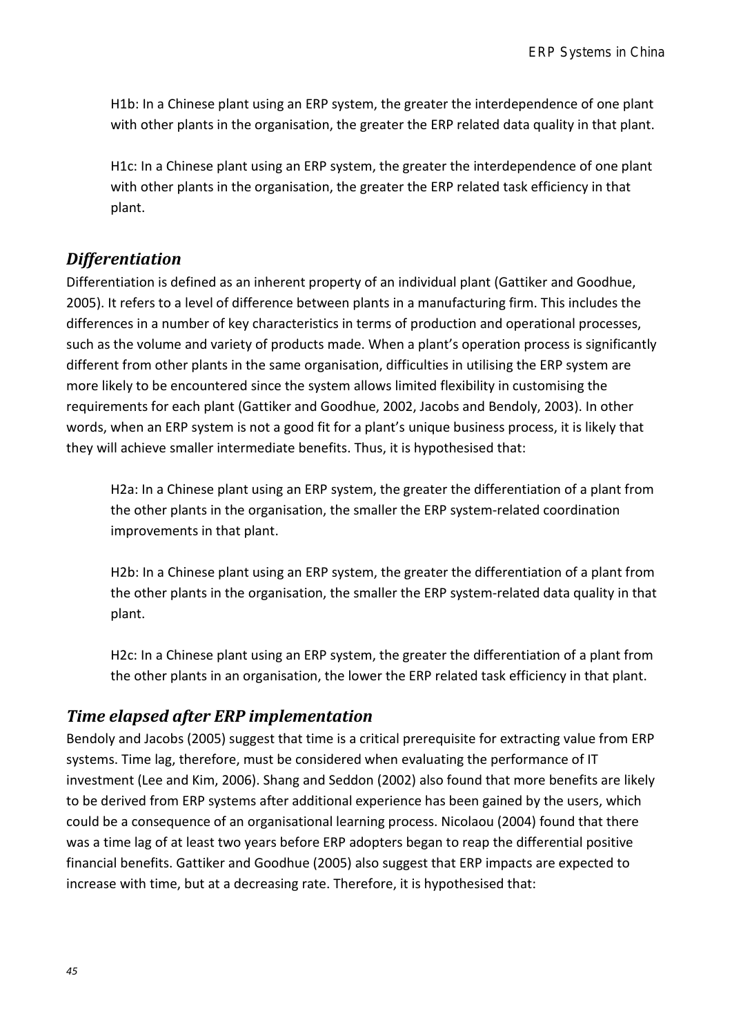H1b: In a Chinese plant using an ERP system, the greater the interdependence of one plant with other plants in the organisation, the greater the ERP related data quality in that plant.

H1c: In a Chinese plant using an ERP system, the greater the interdependence of one plant with other plants in the organisation, the greater the ERP related task efficiency in that plant.

### *Differentiation*

Differentiation is defined as an inherent property of an individual plant (Gattiker and Goodhue, 2005). It refers to a level of difference between plants in a manufacturing firm. This includes the differences in a number of key characteristics in terms of production and operational processes, such as the volume and variety of products made. When a plant's operation process is significantly different from other plants in the same organisation, difficulties in utilising the ERP system are more likely to be encountered since the system allows limited flexibility in customising the requirements for each plant (Gattiker and Goodhue, 2002, Jacobs and Bendoly, 2003). In other words, when an ERP system is not a good fit for a plant's unique business process, it is likely that they will achieve smaller intermediate benefits. Thus, it is hypothesised that:

H2a: In a Chinese plant using an ERP system, the greater the differentiation of a plant from the other plants in the organisation, the smaller the ERP system-related coordination improvements in that plant.

H2b: In a Chinese plant using an ERP system, the greater the differentiation of a plant from the other plants in the organisation, the smaller the ERP system-related data quality in that plant.

H2c: In a Chinese plant using an ERP system, the greater the differentiation of a plant from the other plants in an organisation, the lower the ERP related task efficiency in that plant.

### *Time elapsed after ERP implementation*

Bendoly and Jacobs (2005) suggest that time is a critical prerequisite for extracting value from ERP systems. Time lag, therefore, must be considered when evaluating the performance of IT investment (Lee and Kim, 2006). Shang and Seddon (2002) also found that more benefits are likely to be derived from ERP systems after additional experience has been gained by the users, which could be a consequence of an organisational learning process. Nicolaou (2004) found that there was a time lag of at least two years before ERP adopters began to reap the differential positive financial benefits. Gattiker and Goodhue (2005) also suggest that ERP impacts are expected to increase with time, but at a decreasing rate. Therefore, it is hypothesised that: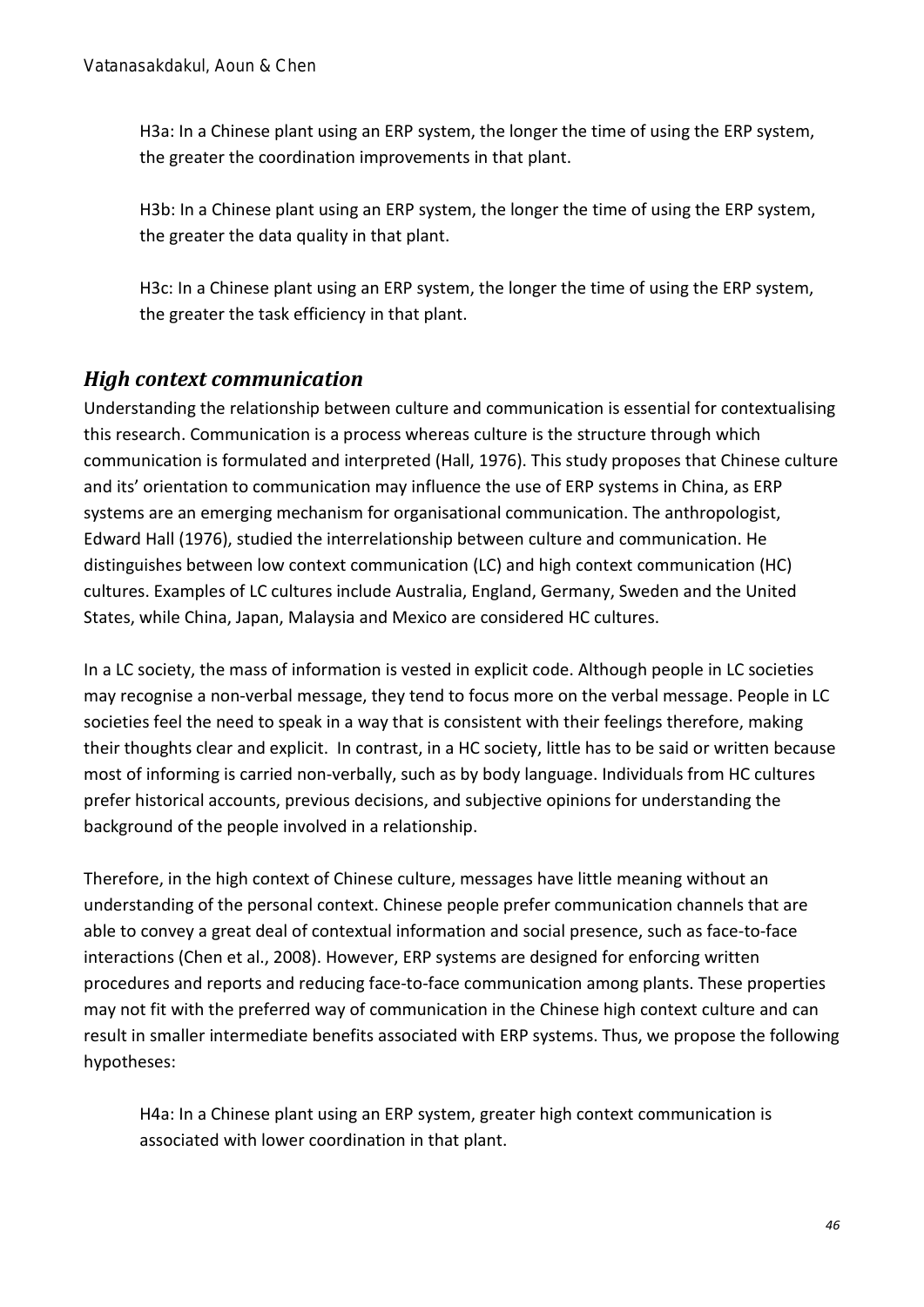H3a: In a Chinese plant using an ERP system, the longer the time of using the ERP system, the greater the coordination improvements in that plant.

H3b: In a Chinese plant using an ERP system, the longer the time of using the ERP system, the greater the data quality in that plant.

H3c: In a Chinese plant using an ERP system, the longer the time of using the ERP system, the greater the task efficiency in that plant.

## *High context communication*

Understanding the relationship between culture and communication is essential for contextualising this research. Communication is a process whereas culture is the structure through which communication is formulated and interpreted (Hall, 1976). This study proposes that Chinese culture and its' orientation to communication may influence the use of ERP systems in China, as ERP systems are an emerging mechanism for organisational communication. The anthropologist, Edward Hall (1976), studied the interrelationship between culture and communication. He distinguishes between low context communication (LC) and high context communication (HC) cultures. Examples of LC cultures include Australia, England, Germany, Sweden and the United States, while China, Japan, Malaysia and Mexico are considered HC cultures.

In a LC society, the mass of information is vested in explicit code. Although people in LC societies may recognise a non-verbal message, they tend to focus more on the verbal message. People in LC societies feel the need to speak in a way that is consistent with their feelings therefore, making their thoughts clear and explicit. In contrast, in a HC society, little has to be said or written because most of informing is carried non-verbally, such as by body language. Individuals from HC cultures prefer historical accounts, previous decisions, and subjective opinions for understanding the background of the people involved in a relationship.

Therefore, in the high context of Chinese culture, messages have little meaning without an understanding of the personal context. Chinese people prefer communication channels that are able to convey a great deal of contextual information and social presence, such as face-to-face interactions (Chen et al., 2008). However, ERP systems are designed for enforcing written procedures and reports and reducing face-to-face communication among plants. These properties may not fit with the preferred way of communication in the Chinese high context culture and can result in smaller intermediate benefits associated with ERP systems. Thus, we propose the following hypotheses:

H4a: In a Chinese plant using an ERP system, greater high context communication is associated with lower coordination in that plant.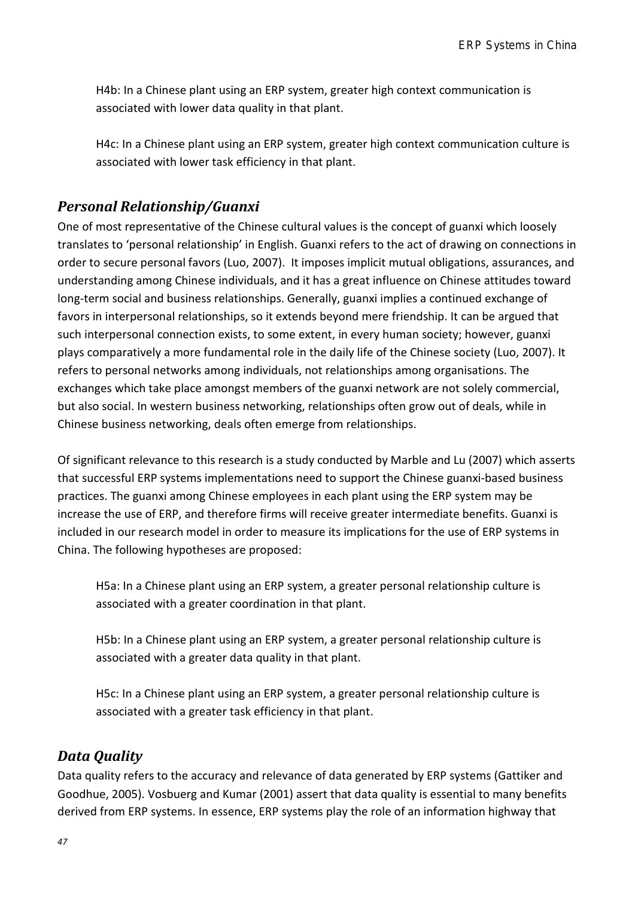H4b: In a Chinese plant using an ERP system, greater high context communication is associated with lower data quality in that plant.

H4c: In a Chinese plant using an ERP system, greater high context communication culture is associated with lower task efficiency in that plant.

## *Personal Relationship/Guanxi*

One of most representative of the Chinese cultural values is the concept of guanxi which loosely translates to 'personal relationship' in English. Guanxi refers to the act of drawing on connections in order to secure personal favors (Luo, 2007). It imposes implicit mutual obligations, assurances, and understanding among Chinese individuals, and it has a great influence on Chinese attitudes toward long-term social and business relationships. Generally, guanxi implies a continued exchange of favors in interpersonal relationships, so it extends beyond mere friendship. It can be argued that such interpersonal connection exists, to some extent, in every human society; however, guanxi plays comparatively a more fundamental role in the daily life of the Chinese society (Luo, 2007). It refers to personal networks among individuals, not relationships among organisations. The exchanges which take place amongst members of the guanxi network are not solely commercial, but also social. In western business networking, relationships often grow out of deals, while in Chinese business networking, deals often emerge from relationships.

Of significant relevance to this research is a study conducted by Marble and Lu (2007) which asserts that successful ERP systems implementations need to support the Chinese guanxi-based business practices. The guanxi among Chinese employees in each plant using the ERP system may be increase the use of ERP, and therefore firms will receive greater intermediate benefits. Guanxi is included in our research model in order to measure its implications for the use of ERP systems in China. The following hypotheses are proposed:

H5a: In a Chinese plant using an ERP system, a greater personal relationship culture is associated with a greater coordination in that plant.

H5b: In a Chinese plant using an ERP system, a greater personal relationship culture is associated with a greater data quality in that plant.

H5c: In a Chinese plant using an ERP system, a greater personal relationship culture is associated with a greater task efficiency in that plant.

## *Data Quality*

Data quality refers to the accuracy and relevance of data generated by ERP systems (Gattiker and Goodhue, 2005). Vosbuerg and Kumar (2001) assert that data quality is essential to many benefits derived from ERP systems. In essence, ERP systems play the role of an information highway that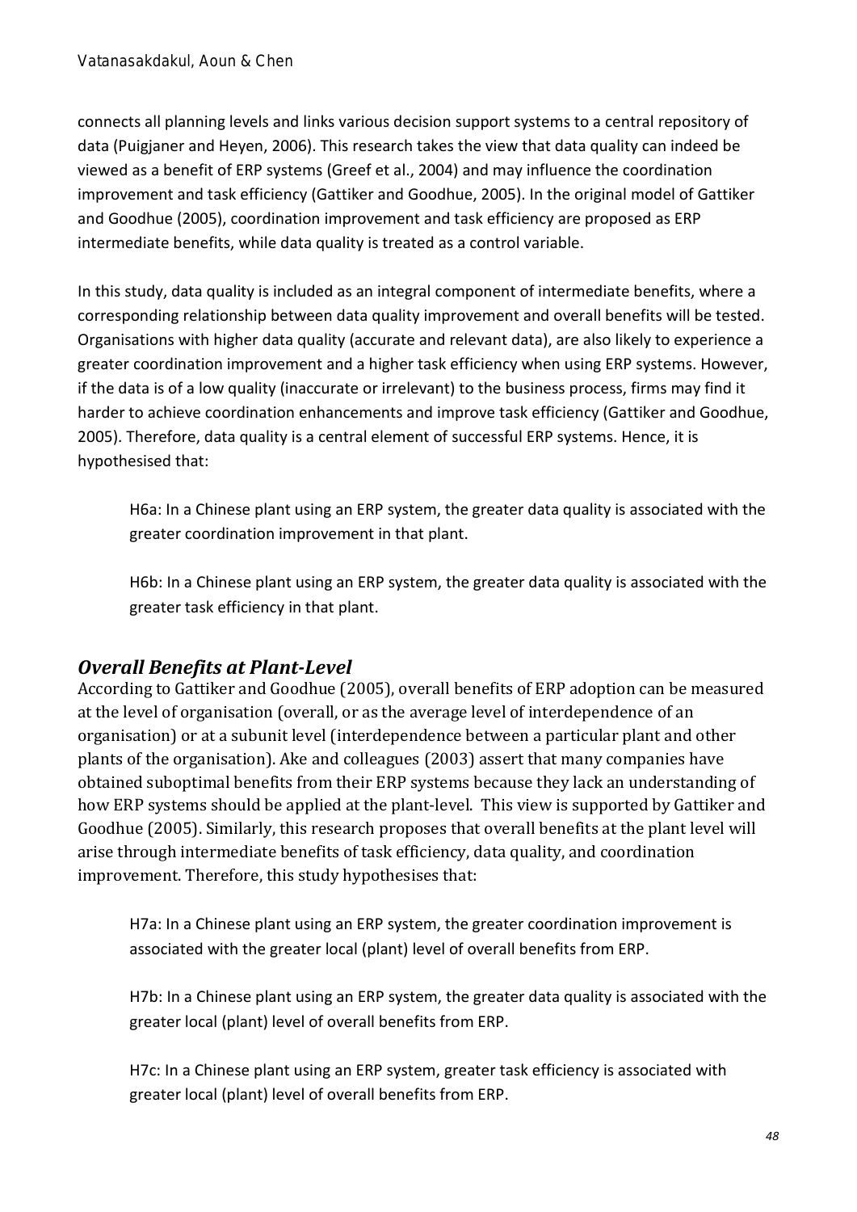connects all planning levels and links various decision support systems to a central repository of data (Puigjaner and Heyen, 2006). This research takes the view that data quality can indeed be viewed as a benefit of ERP systems (Greef et al., 2004) and may influence the coordination improvement and task efficiency (Gattiker and Goodhue, 2005). In the original model of Gattiker and Goodhue (2005), coordination improvement and task efficiency are proposed as ERP intermediate benefits, while data quality is treated as a control variable.

In this study, data quality is included as an integral component of intermediate benefits, where a corresponding relationship between data quality improvement and overall benefits will be tested. Organisations with higher data quality (accurate and relevant data), are also likely to experience a greater coordination improvement and a higher task efficiency when using ERP systems. However, if the data is of a low quality (inaccurate or irrelevant) to the business process, firms may find it harder to achieve coordination enhancements and improve task efficiency (Gattiker and Goodhue, 2005). Therefore, data quality is a central element of successful ERP systems. Hence, it is hypothesised that:

> H6a: In a Chinese plant using an ERP system, the greater data quality is associated with the greater coordination improvement in that plant.
>
> H6b: In a Chinese plant using an ERP system, the greater data quality is associated with the greater task efficiency in that plant.

### *Overall Benefits at Plant-Level*

According to Gattiker and Goodhue (2005), overall benefits of ERP adoption can be measured at the level of organisation (overall, or as the average level of interdependence of an organisation) or at a subunit level (interdependence between a particular plant and other plants of the organisation). Ake and colleagues (2003) assert that many companies have obtained suboptimal benefits from their ERP systems because they lack an understanding of how ERP systems should be applied at the plant-level. This view is supported by Gattiker and Goodhue (2005). Similarly, this research proposes that overall benefits at the plant level will arise through intermediate benefits of task efficiency, data quality, and coordination improvement. Therefore, this study hypothesises that:

> H7a: In a Chinese plant using an ERP system, the greater coordination improvement is associated with the greater local (plant) level of overall benefits from ERP.
>
> H7b: In a Chinese plant using an ERP system, the greater data quality is associated with the greater local (plant) level of overall benefits from ERP.
>
> H7c: In a Chinese plant using an ERP system, greater task efficiency is associated with greater local (plant) level of overall benefits from ERP.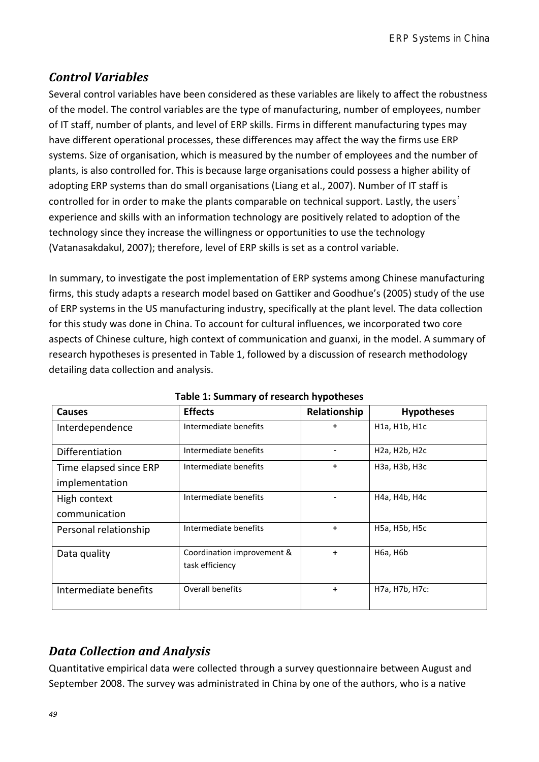## *Control Variables*

Several control variables have been considered as these variables are likely to affect the robustness of the model. The control variables are the type of manufacturing, number of employees, number of IT staff, number of plants, and level of ERP skills. Firms in different manufacturing types may have different operational processes, these differences may affect the way the firms use ERP systems. Size of organisation, which is measured by the number of employees and the number of plants, is also controlled for. This is because large organisations could possess a higher ability of adopting ERP systems than do small organisations (Liang et al., 2007). Number of IT staff is controlled for in order to make the plants comparable on technical support. Lastly, the users' experience and skills with an information technology are positively related to adoption of the technology since they increase the willingness or opportunities to use the technology (Vatanasakdakul, 2007); therefore, level of ERP skills is set as a control variable.

In summary, to investigate the post implementation of ERP systems among Chinese manufacturing firms, this study adapts a research model based on Gattiker and Goodhue's (2005) study of the use of ERP systems in the US manufacturing industry, specifically at the plant level. The data collection for this study was done in China. To account for cultural influences, we incorporated two core aspects of Chinese culture, high context of communication and guanxi, in the model. A summary of research hypotheses is presented in Table 1, followed by a discussion of research methodology detailing data collection and analysis.

**Table 1: Summary of research hypotheses**

| Causes | Effects | Relationship | Hypotheses |
|---|---|---|---|
| Interdependence | Intermediate benefits | + | H1a, H1b, H1c |
| Differentiation | Intermediate benefits | - | H2a, H2b, H2c |
| Time elapsed since ERP implementation | Intermediate benefits | + | H3a, H3b, H3c |
| High context communication | Intermediate benefits | - | H4a, H4b, H4c |
| Personal relationship | Intermediate benefits | + | H5a, H5b, H5c |
| Data quality | Coordination improvement & task efficiency | + | H6a, H6b |
| Intermediate benefits | Overall benefits | + | H7a, H7b, H7c: |

## *Data Collection and Analysis*

Quantitative empirical data were collected through a survey questionnaire between August and September 2008. The survey was administrated in China by one of the authors, who is a native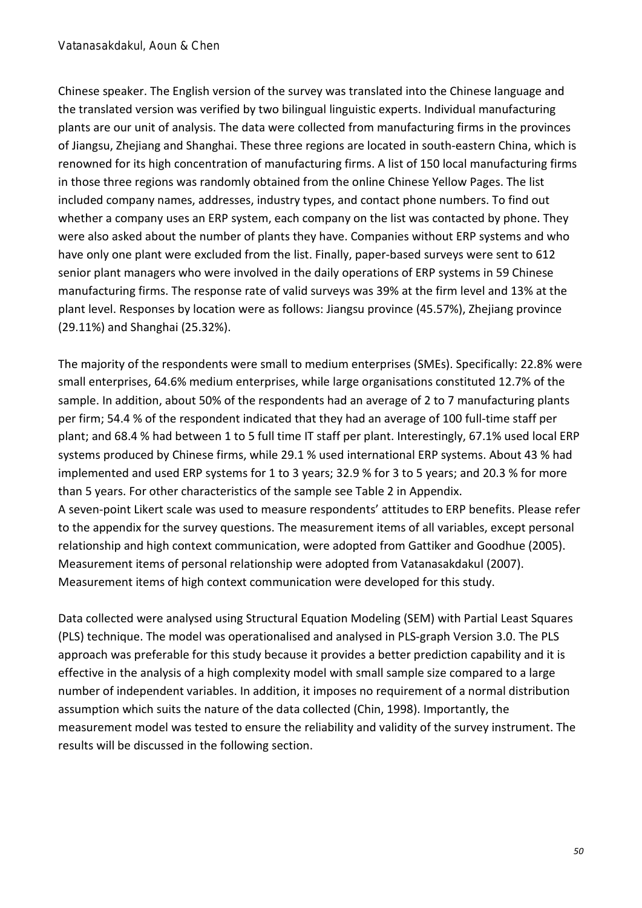Chinese speaker. The English version of the survey was translated into the Chinese language and the translated version was verified by two bilingual linguistic experts. Individual manufacturing plants are our unit of analysis. The data were collected from manufacturing firms in the provinces of Jiangsu, Zhejiang and Shanghai. These three regions are located in south-eastern China, which is renowned for its high concentration of manufacturing firms. A list of 150 local manufacturing firms in those three regions was randomly obtained from the online Chinese Yellow Pages. The list included company names, addresses, industry types, and contact phone numbers. To find out whether a company uses an ERP system, each company on the list was contacted by phone. They were also asked about the number of plants they have. Companies without ERP systems and who have only one plant were excluded from the list. Finally, paper-based surveys were sent to 612 senior plant managers who were involved in the daily operations of ERP systems in 59 Chinese manufacturing firms. The response rate of valid surveys was 39% at the firm level and 13% at the plant level. Responses by location were as follows: Jiangsu province (45.57%), Zhejiang province (29.11%) and Shanghai (25.32%).

The majority of the respondents were small to medium enterprises (SMEs). Specifically: 22.8% were small enterprises, 64.6% medium enterprises, while large organisations constituted 12.7% of the sample. In addition, about 50% of the respondents had an average of 2 to 7 manufacturing plants per firm; 54.4 % of the respondent indicated that they had an average of 100 full-time staff per plant; and 68.4 % had between 1 to 5 full time IT staff per plant. Interestingly, 67.1% used local ERP systems produced by Chinese firms, while 29.1 % used international ERP systems. About 43 % had implemented and used ERP systems for 1 to 3 years; 32.9 % for 3 to 5 years; and 20.3 % for more than 5 years. For other characteristics of the sample see Table 2 in Appendix.

A seven-point Likert scale was used to measure respondents' attitudes to ERP benefits. Please refer to the appendix for the survey questions. The measurement items of all variables, except personal relationship and high context communication, were adopted from Gattiker and Goodhue (2005). Measurement items of personal relationship were adopted from Vatanasakdakul (2007). Measurement items of high context communication were developed for this study.

Data collected were analysed using Structural Equation Modeling (SEM) with Partial Least Squares (PLS) technique. The model was operationalised and analysed in PLS-graph Version 3.0. The PLS approach was preferable for this study because it provides a better prediction capability and it is effective in the analysis of a high complexity model with small sample size compared to a large number of independent variables. In addition, it imposes no requirement of a normal distribution assumption which suits the nature of the data collected (Chin, 1998). Importantly, the measurement model was tested to ensure the reliability and validity of the survey instrument. The results will be discussed in the following section.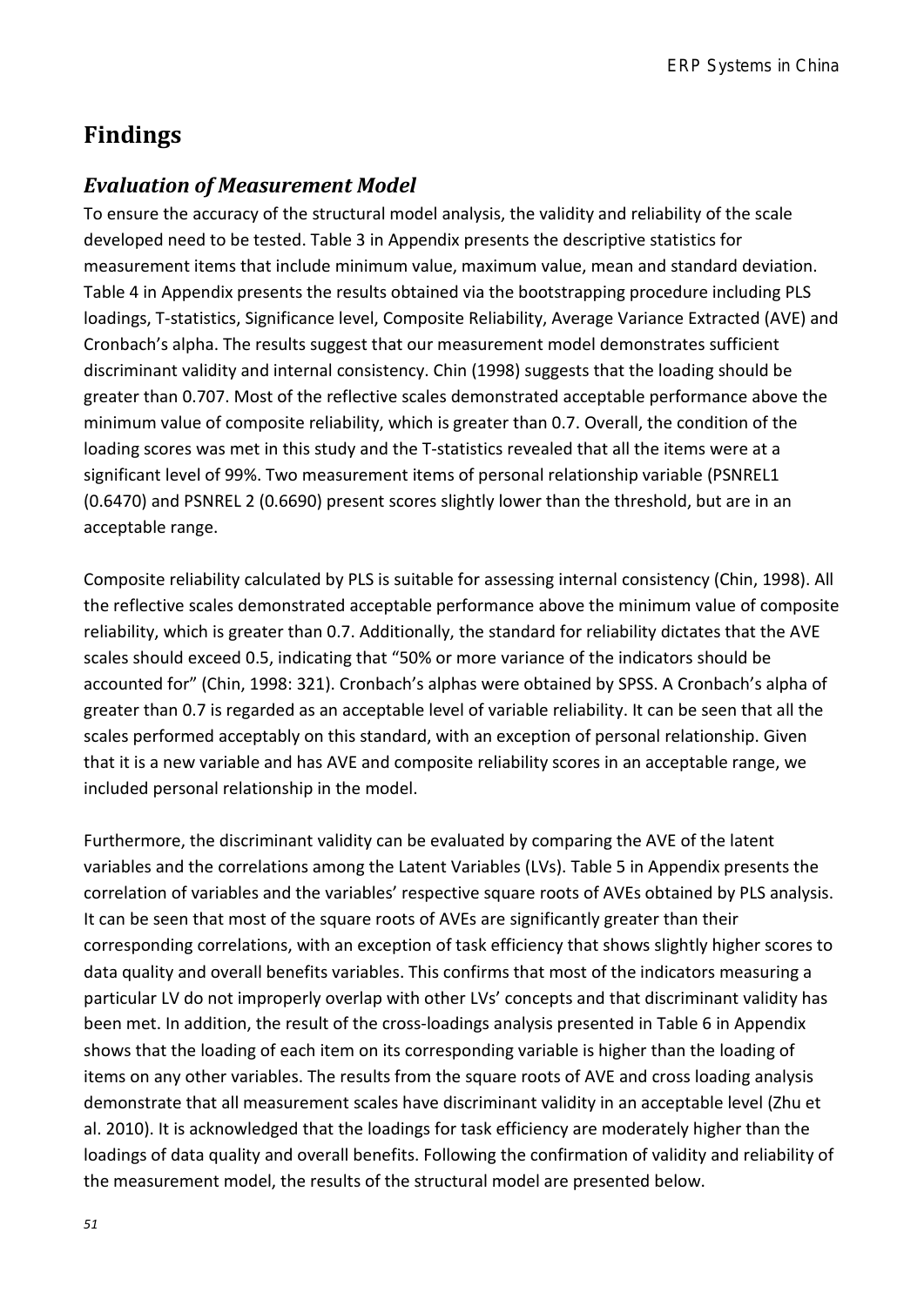# Findings

## *Evaluation of Measurement Model*

To ensure the accuracy of the structural model analysis, the validity and reliability of the scale developed need to be tested. Table 3 in Appendix presents the descriptive statistics for measurement items that include minimum value, maximum value, mean and standard deviation. Table 4 in Appendix presents the results obtained via the bootstrapping procedure including PLS loadings, T-statistics, Significance level, Composite Reliability, Average Variance Extracted (AVE) and Cronbach's alpha. The results suggest that our measurement model demonstrates sufficient discriminant validity and internal consistency. Chin (1998) suggests that the loading should be greater than 0.707. Most of the reflective scales demonstrated acceptable performance above the minimum value of composite reliability, which is greater than 0.7. Overall, the condition of the loading scores was met in this study and the T-statistics revealed that all the items were at a significant level of 99%. Two measurement items of personal relationship variable (PSNREL1 (0.6470) and PSNREL 2 (0.6690) present scores slightly lower than the threshold, but are in an acceptable range.

Composite reliability calculated by PLS is suitable for assessing internal consistency (Chin, 1998). All the reflective scales demonstrated acceptable performance above the minimum value of composite reliability, which is greater than 0.7. Additionally, the standard for reliability dictates that the AVE scales should exceed 0.5, indicating that "50% or more variance of the indicators should be accounted for" (Chin, 1998: 321). Cronbach's alphas were obtained by SPSS. A Cronbach's alpha of greater than 0.7 is regarded as an acceptable level of variable reliability. It can be seen that all the scales performed acceptably on this standard, with an exception of personal relationship. Given that it is a new variable and has AVE and composite reliability scores in an acceptable range, we included personal relationship in the model.

Furthermore, the discriminant validity can be evaluated by comparing the AVE of the latent variables and the correlations among the Latent Variables (LVs). Table 5 in Appendix presents the correlation of variables and the variables' respective square roots of AVEs obtained by PLS analysis. It can be seen that most of the square roots of AVEs are significantly greater than their corresponding correlations, with an exception of task efficiency that shows slightly higher scores to data quality and overall benefits variables. This confirms that most of the indicators measuring a particular LV do not improperly overlap with other LVs' concepts and that discriminant validity has been met. In addition, the result of the cross-loadings analysis presented in Table 6 in Appendix shows that the loading of each item on its corresponding variable is higher than the loading of items on any other variables. The results from the square roots of AVE and cross loading analysis demonstrate that all measurement scales have discriminant validity in an acceptable level (Zhu et al. 2010). It is acknowledged that the loadings for task efficiency are moderately higher than the loadings of data quality and overall benefits. Following the confirmation of validity and reliability of the measurement model, the results of the structural model are presented below.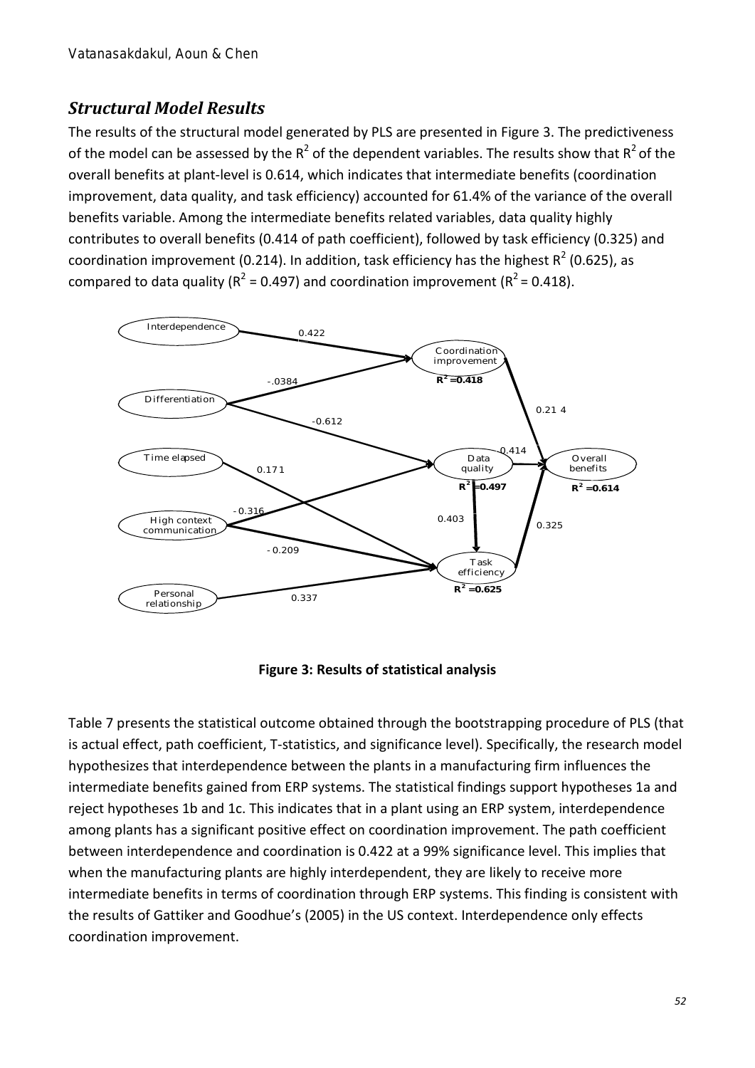### *Structural Model Results*

The results of the structural model generated by PLS are presented in Figure 3. The predictiveness of the model can be assessed by the $R^2$ of the dependent variables. The results show that $R^2$ of the overall benefits at plant-level is 0.614, which indicates that intermediate benefits (coordination improvement, data quality, and task efficiency) accounted for 61.4% of the variance of the overall benefits variable. Among the intermediate benefits related variables, data quality highly contributes to overall benefits (0.414 of path coefficient), followed by task efficiency (0.325) and coordination improvement (0.214). In addition, task efficiency has the highest $R^2$ (0.625), as compared to data quality ($R^2$ = 0.497) and coordination improvement ($R^2$ = 0.418).

**Figure 3: Results of statistical analysis**

Table 7 presents the statistical outcome obtained through the bootstrapping procedure of PLS (that is actual effect, path coefficient, T-statistics, and significance level). Specifically, the research model hypothesizes that interdependence between the plants in a manufacturing firm influences the intermediate benefits gained from ERP systems. The statistical findings support hypotheses 1a and reject hypotheses 1b and 1c. This indicates that in a plant using an ERP system, interdependence among plants has a significant positive effect on coordination improvement. The path coefficient between interdependence and coordination is 0.422 at a 99% significance level. This implies that when the manufacturing plants are highly interdependent, they are likely to receive more intermediate benefits in terms of coordination through ERP systems. This finding is consistent with the results of Gattiker and Goodhue's (2005) in the US context. Interdependence only effects coordination improvement.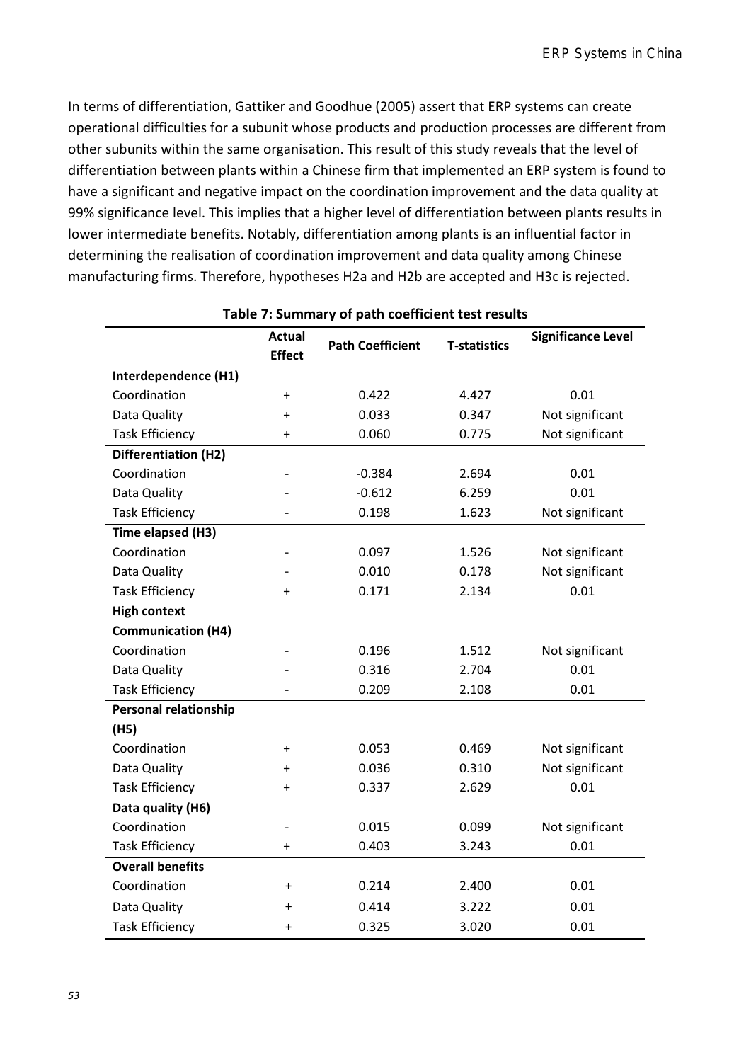In terms of differentiation, Gattiker and Goodhue (2005) assert that ERP systems can create operational difficulties for a subunit whose products and production processes are different from other subunits within the same organisation. This result of this study reveals that the level of differentiation between plants within a Chinese firm that implemented an ERP system is found to have a significant and negative impact on the coordination improvement and the data quality at 99% significance level. This implies that a higher level of differentiation between plants results in lower intermediate benefits. Notably, differentiation among plants is an influential factor in determining the realisation of coordination improvement and data quality among Chinese manufacturing firms. Therefore, hypotheses H2a and H2b are accepted and H3c is rejected.

**Table 7: Summary of path coefficient test results**

| | Actual Effect | Path Coefficient | T-statistics | Significance Level |
|---|---|---|---|---|
| **Interdependence (H1)** | | | | |
| Coordination | + | 0.422 | 4.427 | 0.01 |
| Data Quality | + | 0.033 | 0.347 | Not significant |
| Task Efficiency | + | 0.060 | 0.775 | Not significant |
| **Differentiation (H2)** | | | | |
| Coordination | - | -0.384 | 2.694 | 0.01 |
| Data Quality | - | -0.612 | 6.259 | 0.01 |
| Task Efficiency | - | 0.198 | 1.623 | Not significant |
| **Time elapsed (H3)** | | | | |
| Coordination | - | 0.097 | 1.526 | Not significant |
| Data Quality | - | 0.010 | 0.178 | Not significant |
| Task Efficiency | + | 0.171 | 2.134 | 0.01 |
| **High context Communication (H4)** | | | | |
| Coordination | - | 0.196 | 1.512 | Not significant |
| Data Quality | - | 0.316 | 2.704 | 0.01 |
| Task Efficiency | - | 0.209 | 2.108 | 0.01 |
| **Personal relationship (H5)** | | | | |
| Coordination | + | 0.053 | 0.469 | Not significant |
| Data Quality | + | 0.036 | 0.310 | Not significant |
| Task Efficiency | + | 0.337 | 2.629 | 0.01 |
| **Data quality (H6)** | | | | |
| Coordination | - | 0.015 | 0.099 | Not significant |
| Task Efficiency | + | 0.403 | 3.243 | 0.01 |
| **Overall benefits** | | | | |
| Coordination | + | 0.214 | 2.400 | 0.01 |
| Data Quality | + | 0.414 | 3.222 | 0.01 |
| Task Efficiency | + | 0.325 | 3.020 | 0.01 |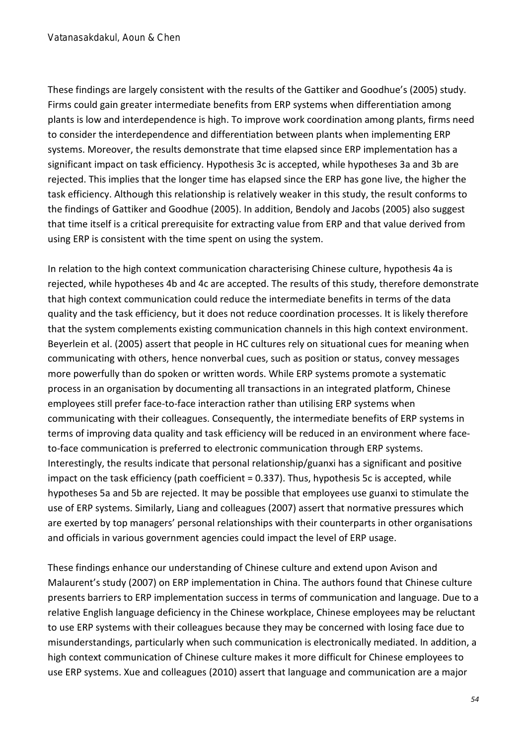These findings are largely consistent with the results of the Gattiker and Goodhue's (2005) study. Firms could gain greater intermediate benefits from ERP systems when differentiation among plants is low and interdependence is high. To improve work coordination among plants, firms need to consider the interdependence and differentiation between plants when implementing ERP systems. Moreover, the results demonstrate that time elapsed since ERP implementation has a significant impact on task efficiency. Hypothesis 3c is accepted, while hypotheses 3a and 3b are rejected. This implies that the longer time has elapsed since the ERP has gone live, the higher the task efficiency. Although this relationship is relatively weaker in this study, the result conforms to the findings of Gattiker and Goodhue (2005). In addition, Bendoly and Jacobs (2005) also suggest that time itself is a critical prerequisite for extracting value from ERP and that value derived from using ERP is consistent with the time spent on using the system.

In relation to the high context communication characterising Chinese culture, hypothesis 4a is rejected, while hypotheses 4b and 4c are accepted. The results of this study, therefore demonstrate that high context communication could reduce the intermediate benefits in terms of the data quality and the task efficiency, but it does not reduce coordination processes. It is likely therefore that the system complements existing communication channels in this high context environment. Beyerlein et al. (2005) assert that people in HC cultures rely on situational cues for meaning when communicating with others, hence nonverbal cues, such as position or status, convey messages more powerfully than do spoken or written words. While ERP systems promote a systematic process in an organisation by documenting all transactions in an integrated platform, Chinese employees still prefer face-to-face interaction rather than utilising ERP systems when communicating with their colleagues. Consequently, the intermediate benefits of ERP systems in terms of improving data quality and task efficiency will be reduced in an environment where face-to-face communication is preferred to electronic communication through ERP systems. Interestingly, the results indicate that personal relationship/guanxi has a significant and positive impact on the task efficiency (path coefficient = 0.337). Thus, hypothesis 5c is accepted, while hypotheses 5a and 5b are rejected. It may be possible that employees use guanxi to stimulate the use of ERP systems. Similarly, Liang and colleagues (2007) assert that normative pressures which are exerted by top managers' personal relationships with their counterparts in other organisations and officials in various government agencies could impact the level of ERP usage.

These findings enhance our understanding of Chinese culture and extend upon Avison and Malaurent's study (2007) on ERP implementation in China. The authors found that Chinese culture presents barriers to ERP implementation success in terms of communication and language. Due to a relative English language deficiency in the Chinese workplace, Chinese employees may be reluctant to use ERP systems with their colleagues because they may be concerned with losing face due to misunderstandings, particularly when such communication is electronically mediated. In addition, a high context communication of Chinese culture makes it more difficult for Chinese employees to use ERP systems. Xue and colleagues (2010) assert that language and communication are a major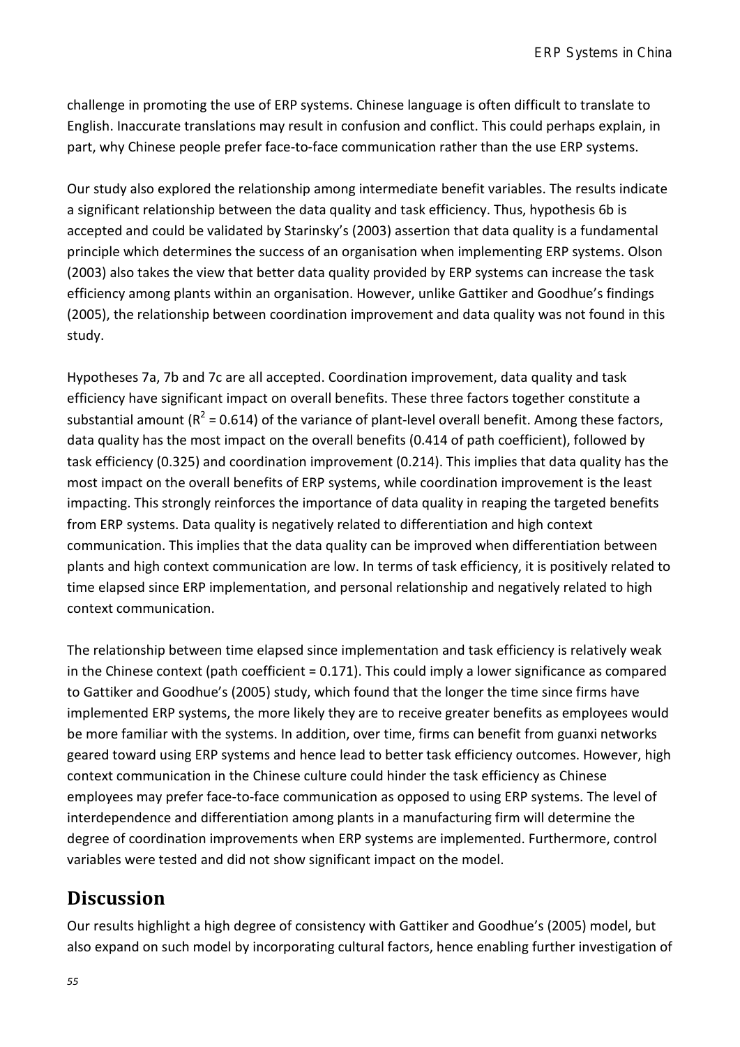challenge in promoting the use of ERP systems. Chinese language is often difficult to translate to English. Inaccurate translations may result in confusion and conflict. This could perhaps explain, in part, why Chinese people prefer face-to-face communication rather than the use ERP systems.

Our study also explored the relationship among intermediate benefit variables. The results indicate a significant relationship between the data quality and task efficiency. Thus, hypothesis 6b is accepted and could be validated by Starinsky's (2003) assertion that data quality is a fundamental principle which determines the success of an organisation when implementing ERP systems. Olson (2003) also takes the view that better data quality provided by ERP systems can increase the task efficiency among plants within an organisation. However, unlike Gattiker and Goodhue's findings (2005), the relationship between coordination improvement and data quality was not found in this study.

Hypotheses 7a, 7b and 7c are all accepted. Coordination improvement, data quality and task efficiency have significant impact on overall benefits. These three factors together constitute a substantial amount ($R^2 = 0.614$) of the variance of plant-level overall benefit. Among these factors, data quality has the most impact on the overall benefits (0.414 of path coefficient), followed by task efficiency (0.325) and coordination improvement (0.214). This implies that data quality has the most impact on the overall benefits of ERP systems, while coordination improvement is the least impacting. This strongly reinforces the importance of data quality in reaping the targeted benefits from ERP systems. Data quality is negatively related to differentiation and high context communication. This implies that the data quality can be improved when differentiation between plants and high context communication are low. In terms of task efficiency, it is positively related to time elapsed since ERP implementation, and personal relationship and negatively related to high context communication.

The relationship between time elapsed since implementation and task efficiency is relatively weak in the Chinese context (path coefficient = 0.171). This could imply a lower significance as compared to Gattiker and Goodhue's (2005) study, which found that the longer the time since firms have implemented ERP systems, the more likely they are to receive greater benefits as employees would be more familiar with the systems. In addition, over time, firms can benefit from guanxi networks geared toward using ERP systems and hence lead to better task efficiency outcomes. However, high context communication in the Chinese culture could hinder the task efficiency as Chinese employees may prefer face-to-face communication as opposed to using ERP systems. The level of interdependence and differentiation among plants in a manufacturing firm will determine the degree of coordination improvements when ERP systems are implemented. Furthermore, control variables were tested and did not show significant impact on the model.

## Discussion

Our results highlight a high degree of consistency with Gattiker and Goodhue's (2005) model, but also expand on such model by incorporating cultural factors, hence enabling further investigation of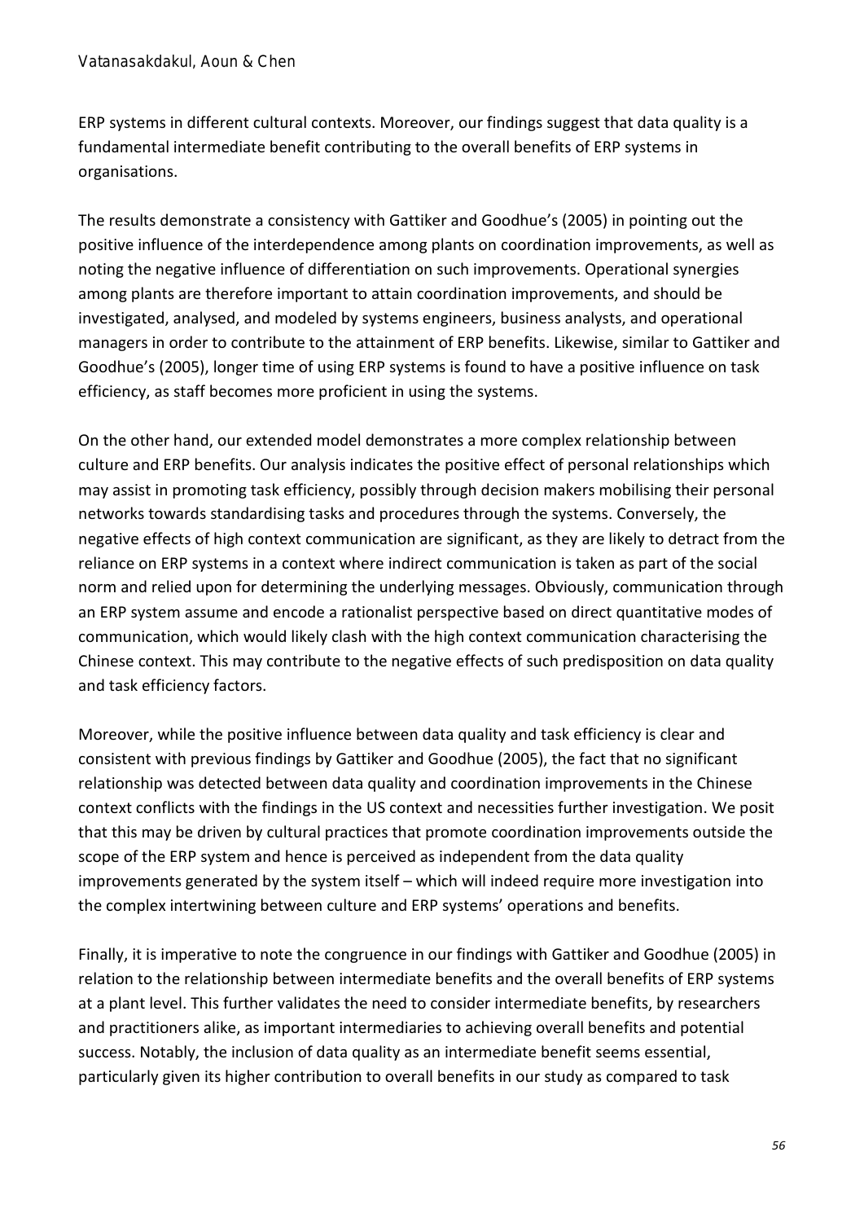ERP systems in different cultural contexts. Moreover, our findings suggest that data quality is a fundamental intermediate benefit contributing to the overall benefits of ERP systems in organisations.

The results demonstrate a consistency with Gattiker and Goodhue's (2005) in pointing out the positive influence of the interdependence among plants on coordination improvements, as well as noting the negative influence of differentiation on such improvements. Operational synergies among plants are therefore important to attain coordination improvements, and should be investigated, analysed, and modeled by systems engineers, business analysts, and operational managers in order to contribute to the attainment of ERP benefits. Likewise, similar to Gattiker and Goodhue's (2005), longer time of using ERP systems is found to have a positive influence on task efficiency, as staff becomes more proficient in using the systems.

On the other hand, our extended model demonstrates a more complex relationship between culture and ERP benefits. Our analysis indicates the positive effect of personal relationships which may assist in promoting task efficiency, possibly through decision makers mobilising their personal networks towards standardising tasks and procedures through the systems. Conversely, the negative effects of high context communication are significant, as they are likely to detract from the reliance on ERP systems in a context where indirect communication is taken as part of the social norm and relied upon for determining the underlying messages. Obviously, communication through an ERP system assume and encode a rationalist perspective based on direct quantitative modes of communication, which would likely clash with the high context communication characterising the Chinese context. This may contribute to the negative effects of such predisposition on data quality and task efficiency factors.

Moreover, while the positive influence between data quality and task efficiency is clear and consistent with previous findings by Gattiker and Goodhue (2005), the fact that no significant relationship was detected between data quality and coordination improvements in the Chinese context conflicts with the findings in the US context and necessities further investigation. We posit that this may be driven by cultural practices that promote coordination improvements outside the scope of the ERP system and hence is perceived as independent from the data quality improvements generated by the system itself – which will indeed require more investigation into the complex intertwining between culture and ERP systems' operations and benefits.

Finally, it is imperative to note the congruence in our findings with Gattiker and Goodhue (2005) in relation to the relationship between intermediate benefits and the overall benefits of ERP systems at a plant level. This further validates the need to consider intermediate benefits, by researchers and practitioners alike, as important intermediaries to achieving overall benefits and potential success. Notably, the inclusion of data quality as an intermediate benefit seems essential, particularly given its higher contribution to overall benefits in our study as compared to task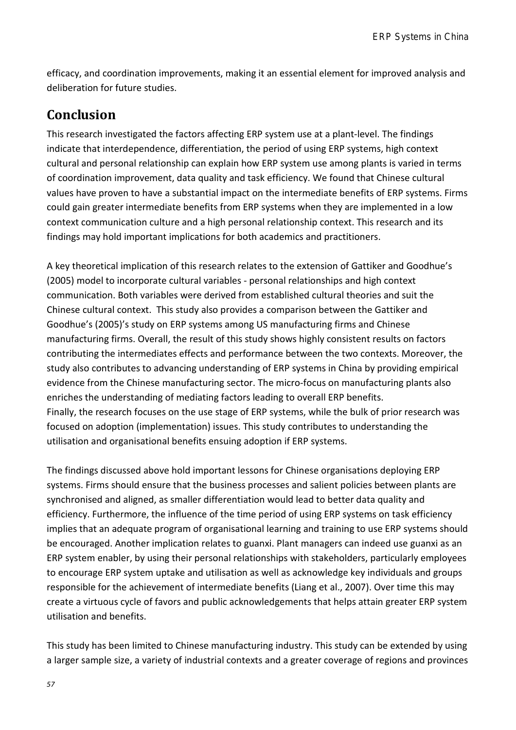efficacy, and coordination improvements, making it an essential element for improved analysis and deliberation for future studies.

## Conclusion

This research investigated the factors affecting ERP system use at a plant-level. The findings indicate that interdependence, differentiation, the period of using ERP systems, high context cultural and personal relationship can explain how ERP system use among plants is varied in terms of coordination improvement, data quality and task efficiency. We found that Chinese cultural values have proven to have a substantial impact on the intermediate benefits of ERP systems. Firms could gain greater intermediate benefits from ERP systems when they are implemented in a low context communication culture and a high personal relationship context. This research and its findings may hold important implications for both academics and practitioners.

A key theoretical implication of this research relates to the extension of Gattiker and Goodhue's (2005) model to incorporate cultural variables - personal relationships and high context communication. Both variables were derived from established cultural theories and suit the Chinese cultural context. This study also provides a comparison between the Gattiker and Goodhue's (2005)'s study on ERP systems among US manufacturing firms and Chinese manufacturing firms. Overall, the result of this study shows highly consistent results on factors contributing the intermediates effects and performance between the two contexts. Moreover, the study also contributes to advancing understanding of ERP systems in China by providing empirical evidence from the Chinese manufacturing sector. The micro-focus on manufacturing plants also enriches the understanding of mediating factors leading to overall ERP benefits.
Finally, the research focuses on the use stage of ERP systems, while the bulk of prior research was focused on adoption (implementation) issues. This study contributes to understanding the utilisation and organisational benefits ensuing adoption if ERP systems.

The findings discussed above hold important lessons for Chinese organisations deploying ERP systems. Firms should ensure that the business processes and salient policies between plants are synchronised and aligned, as smaller differentiation would lead to better data quality and efficiency. Furthermore, the influence of the time period of using ERP systems on task efficiency implies that an adequate program of organisational learning and training to use ERP systems should be encouraged. Another implication relates to guanxi. Plant managers can indeed use guanxi as an ERP system enabler, by using their personal relationships with stakeholders, particularly employees to encourage ERP system uptake and utilisation as well as acknowledge key individuals and groups responsible for the achievement of intermediate benefits (Liang et al., 2007). Over time this may create a virtuous cycle of favors and public acknowledgements that helps attain greater ERP system utilisation and benefits.

This study has been limited to Chinese manufacturing industry. This study can be extended by using a larger sample size, a variety of industrial contexts and a greater coverage of regions and provinces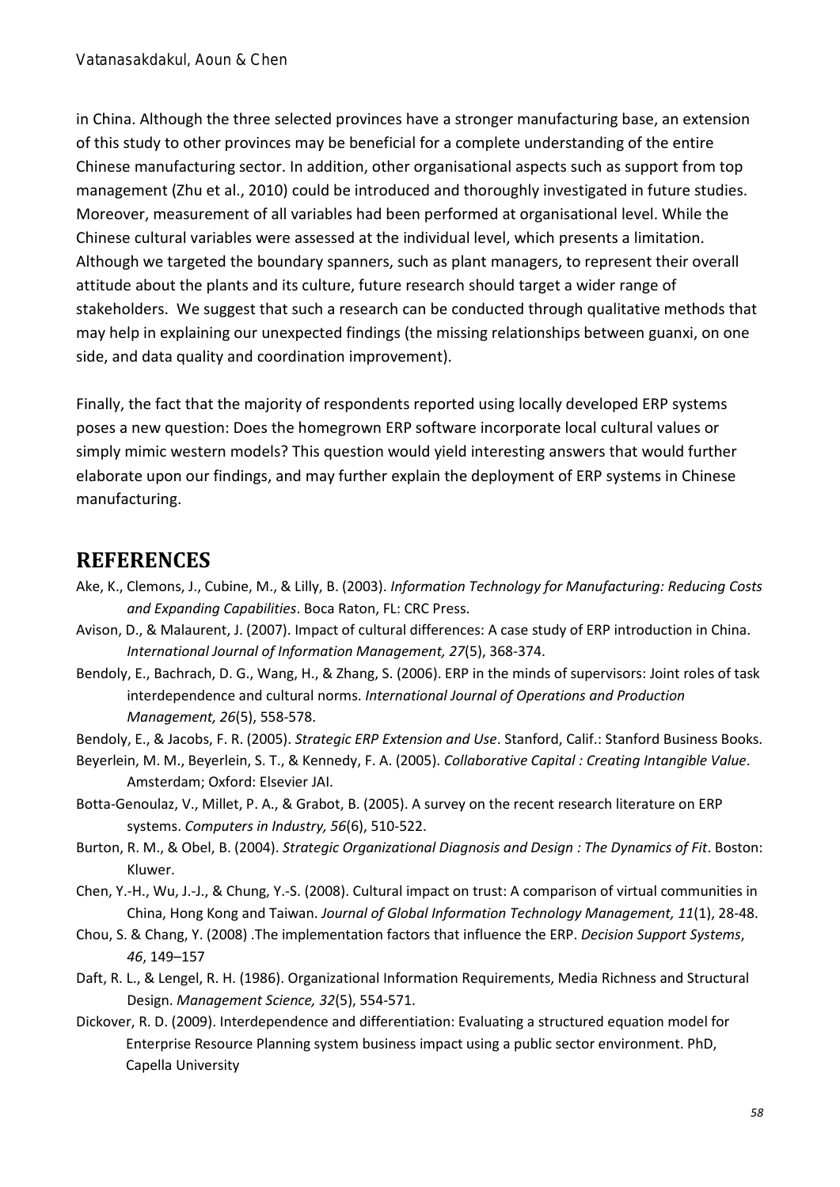in China. Although the three selected provinces have a stronger manufacturing base, an extension of this study to other provinces may be beneficial for a complete understanding of the entire Chinese manufacturing sector. In addition, other organisational aspects such as support from top management (Zhu et al., 2010) could be introduced and thoroughly investigated in future studies. Moreover, measurement of all variables had been performed at organisational level. While the Chinese cultural variables were assessed at the individual level, which presents a limitation. Although we targeted the boundary spanners, such as plant managers, to represent their overall attitude about the plants and its culture, future research should target a wider range of stakeholders. We suggest that such a research can be conducted through qualitative methods that may help in explaining our unexpected findings (the missing relationships between guanxi, on one side, and data quality and coordination improvement).

Finally, the fact that the majority of respondents reported using locally developed ERP systems poses a new question: Does the homegrown ERP software incorporate local cultural values or simply mimic western models? This question would yield interesting answers that would further elaborate upon our findings, and may further explain the deployment of ERP systems in Chinese manufacturing.

## REFERENCES

Ake, K., Clemons, J., Cubine, M., & Lilly, B. (2003). *Information Technology for Manufacturing: Reducing Costs and Expanding Capabilities*. Boca Raton, FL: CRC Press.

Avison, D., & Malaurent, J. (2007). Impact of cultural differences: A case study of ERP introduction in China. *International Journal of Information Management, 27*(5), 368-374.

Bendoly, E., Bachrach, D. G., Wang, H., & Zhang, S. (2006). ERP in the minds of supervisors: Joint roles of task interdependence and cultural norms. *International Journal of Operations and Production Management, 26*(5), 558-578.

Bendoly, E., & Jacobs, F. R. (2005). *Strategic ERP Extension and Use*. Stanford, Calif.: Stanford Business Books.

Beyerlein, M. M., Beyerlein, S. T., & Kennedy, F. A. (2005). *Collaborative Capital : Creating Intangible Value*. Amsterdam; Oxford: Elsevier JAI.

Botta-Genoulaz, V., Millet, P. A., & Grabot, B. (2005). A survey on the recent research literature on ERP systems. *Computers in Industry, 56*(6), 510-522.

Burton, R. M., & Obel, B. (2004). *Strategic Organizational Diagnosis and Design : The Dynamics of Fit*. Boston: Kluwer.

Chen, Y.-H., Wu, J.-J., & Chung, Y.-S. (2008). Cultural impact on trust: A comparison of virtual communities in China, Hong Kong and Taiwan. *Journal of Global Information Technology Management, 11*(1), 28-48.

Chou, S. & Chang, Y. (2008) .The implementation factors that influence the ERP. *Decision Support Systems*, *46*, 149–157

Daft, R. L., & Lengel, R. H. (1986). Organizational Information Requirements, Media Richness and Structural Design. *Management Science, 32*(5), 554-571.

Dickover, R. D. (2009). Interdependence and differentiation: Evaluating a structured equation model for Enterprise Resource Planning system business impact using a public sector environment. PhD, Capella University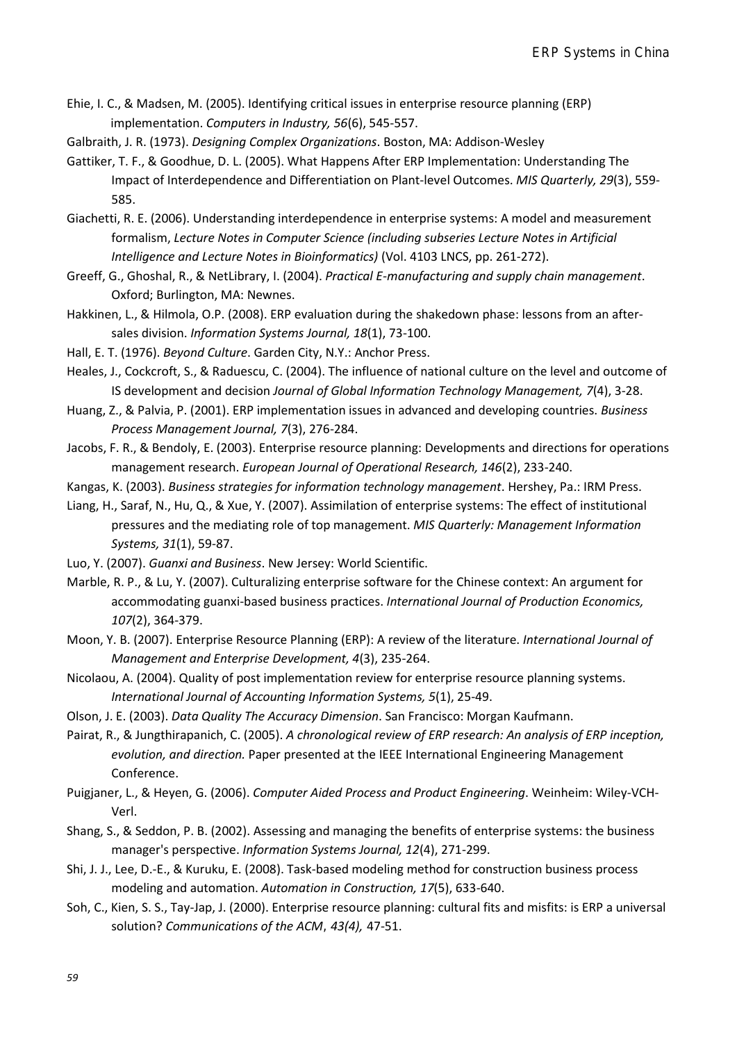Ehie, I. C., & Madsen, M. (2005). Identifying critical issues in enterprise resource planning (ERP) implementation. *Computers in Industry, 56*(6), 545-557.

Galbraith, J. R. (1973). *Designing Complex Organizations*. Boston, MA: Addison-Wesley

Gattiker, T. F., & Goodhue, D. L. (2005). What Happens After ERP Implementation: Understanding The Impact of Interdependence and Differentiation on Plant-level Outcomes. *MIS Quarterly, 29*(3), 559-585.

Giachetti, R. E. (2006). Understanding interdependence in enterprise systems: A model and measurement formalism, *Lecture Notes in Computer Science (including subseries Lecture Notes in Artificial Intelligence and Lecture Notes in Bioinformatics)* (Vol. 4103 LNCS, pp. 261-272).

Greeff, G., Ghoshal, R., & NetLibrary, I. (2004). *Practical E-manufacturing and supply chain management*. Oxford; Burlington, MA: Newnes.

Hakkinen, L., & Hilmola, O.P. (2008). ERP evaluation during the shakedown phase: lessons from an after-sales division. *Information Systems Journal, 18*(1), 73-100.

Hall, E. T. (1976). *Beyond Culture*. Garden City, N.Y.: Anchor Press.

Heales, J., Cockcroft, S., & Raduescu, C. (2004). The influence of national culture on the level and outcome of IS development and decision *Journal of Global Information Technology Management, 7*(4), 3-28.

Huang, Z., & Palvia, P. (2001). ERP implementation issues in advanced and developing countries. *Business Process Management Journal, 7*(3), 276-284.

Jacobs, F. R., & Bendoly, E. (2003). Enterprise resource planning: Developments and directions for operations management research. *European Journal of Operational Research, 146*(2), 233-240.

Kangas, K. (2003). *Business strategies for information technology management*. Hershey, Pa.: IRM Press.

Liang, H., Saraf, N., Hu, Q., & Xue, Y. (2007). Assimilation of enterprise systems: The effect of institutional pressures and the mediating role of top management. *MIS Quarterly: Management Information Systems, 31*(1), 59-87.

Luo, Y. (2007). *Guanxi and Business*. New Jersey: World Scientific.

Marble, R. P., & Lu, Y. (2007). Culturalizing enterprise software for the Chinese context: An argument for accommodating guanxi-based business practices. *International Journal of Production Economics, 107*(2), 364-379.

Moon, Y. B. (2007). Enterprise Resource Planning (ERP): A review of the literature. *International Journal of Management and Enterprise Development, 4*(3), 235-264.

Nicolaou, A. (2004). Quality of post implementation review for enterprise resource planning systems. *International Journal of Accounting Information Systems, 5*(1), 25-49.

Olson, J. E. (2003). *Data Quality The Accuracy Dimension*. San Francisco: Morgan Kaufmann.

Pairat, R., & Jungthirapanich, C. (2005). *A chronological review of ERP research: An analysis of ERP inception, evolution, and direction.* Paper presented at the IEEE International Engineering Management Conference.

Puigjaner, L., & Heyen, G. (2006). *Computer Aided Process and Product Engineering*. Weinheim: Wiley-VCH-Verl.

Shang, S., & Seddon, P. B. (2002). Assessing and managing the benefits of enterprise systems: the business manager's perspective. *Information Systems Journal, 12*(4), 271-299.

Shi, J. J., Lee, D.-E., & Kuruku, E. (2008). Task-based modeling method for construction business process modeling and automation. *Automation in Construction, 17*(5), 633-640.

Soh, C., Kien, S. S., Tay-Jap, J. (2000). Enterprise resource planning: cultural fits and misfits: is ERP a universal solution? *Communications of the ACM*, *43(4),* 47-51.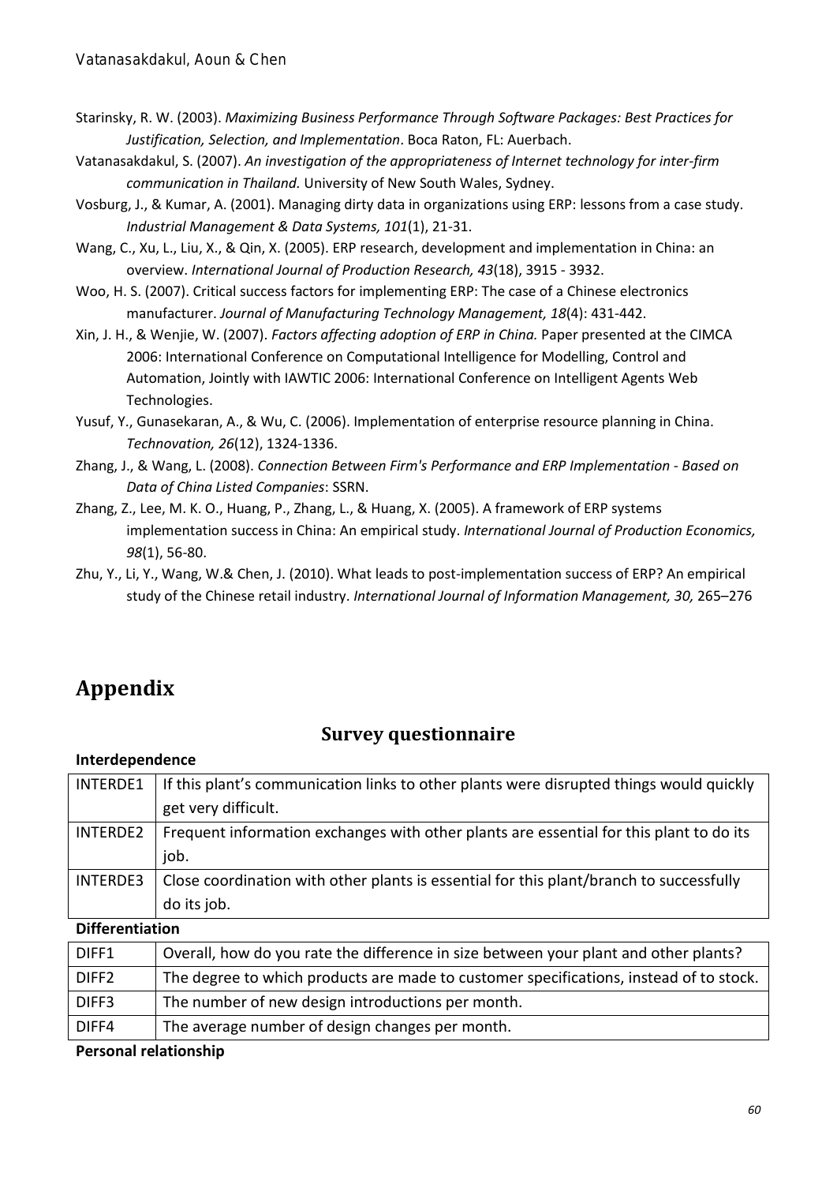Starinsky, R. W. (2003). *Maximizing Business Performance Through Software Packages: Best Practices for Justification, Selection, and Implementation*. Boca Raton, FL: Auerbach.

Vatanasakdakul, S. (2007). *An investigation of the appropriateness of Internet technology for inter-firm communication in Thailand.* University of New South Wales, Sydney.

Vosburg, J., & Kumar, A. (2001). Managing dirty data in organizations using ERP: lessons from a case study. *Industrial Management & Data Systems, 101*(1), 21-31.

Wang, C., Xu, L., Liu, X., & Qin, X. (2005). ERP research, development and implementation in China: an overview. *International Journal of Production Research, 43*(18), 3915 - 3932.

Woo, H. S. (2007). Critical success factors for implementing ERP: The case of a Chinese electronics manufacturer. *Journal of Manufacturing Technology Management, 18*(4): 431-442.

Xin, J. H., & Wenjie, W. (2007). *Factors affecting adoption of ERP in China.* Paper presented at the CIMCA 2006: International Conference on Computational Intelligence for Modelling, Control and Automation, Jointly with IAWTIC 2006: International Conference on Intelligent Agents Web Technologies.

Yusuf, Y., Gunasekaran, A., & Wu, C. (2006). Implementation of enterprise resource planning in China. *Technovation, 26*(12), 1324-1336.

Zhang, J., & Wang, L. (2008). *Connection Between Firm's Performance and ERP Implementation - Based on Data of China Listed Companies*: SSRN.

Zhang, Z., Lee, M. K. O., Huang, P., Zhang, L., & Huang, X. (2005). A framework of ERP systems implementation success in China: An empirical study. *International Journal of Production Economics, 98*(1), 56-80.

Zhu, Y., Li, Y., Wang, W.& Chen, J. (2010). What leads to post-implementation success of ERP? An empirical study of the Chinese retail industry. *International Journal of Information Management, 30,* 265–276

# Appendix

## Survey questionnaire

**Interdependence**

| | |
|---|---|
| INTERDE1 | If this plant's communication links to other plants were disrupted things would quickly get very difficult. |
| INTERDE2 | Frequent information exchanges with other plants are essential for this plant to do its job. |
| INTERDE3 | Close coordination with other plants is essential for this plant/branch to successfully do its job. |

**Differentiation**

| | |
|---|---|
| DIFF1 | Overall, how do you rate the difference in size between your plant and other plants? |
| DIFF2 | The degree to which products are made to customer specifications, instead of to stock. |
| DIFF3 | The number of new design introductions per month. |
| DIFF4 | The average number of design changes per month. |

**Personal relationship**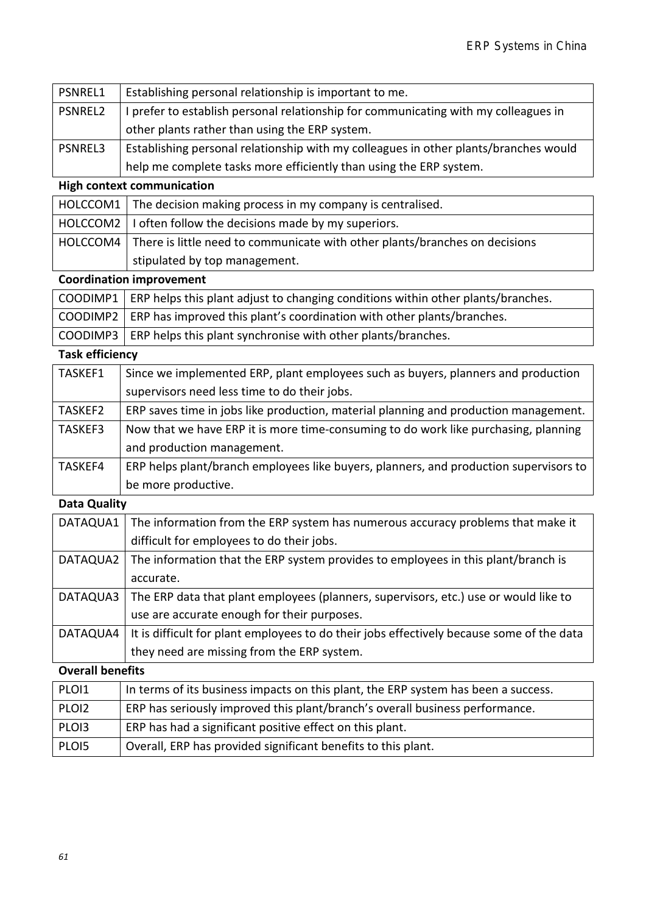| | |
|---|---|
| PSNREL1 | Establishing personal relationship is important to me. |
| PSNREL2 | I prefer to establish personal relationship for communicating with my colleagues in other plants rather than using the ERP system. |
| PSNREL3 | Establishing personal relationship with my colleagues in other plants/branches would help me complete tasks more efficiently than using the ERP system. |

**High context communication**

| | |
|---|---|
| HOLCCOM1 | The decision making process in my company is centralised. |
| HOLCCOM2 | I often follow the decisions made by my superiors. |
| HOLCCOM4 | There is little need to communicate with other plants/branches on decisions stipulated by top management. |

**Coordination improvement**

| | |
|---|---|
| COODIMP1 | ERP helps this plant adjust to changing conditions within other plants/branches. |
| COODIMP2 | ERP has improved this plant's coordination with other plants/branches. |
| COODIMP3 | ERP helps this plant synchronise with other plants/branches. |

**Task efficiency**

| | |
|---|---|
| TASKEF1 | Since we implemented ERP, plant employees such as buyers, planners and production supervisors need less time to do their jobs. |
| TASKEF2 | ERP saves time in jobs like production, material planning and production management. |
| TASKEF3 | Now that we have ERP it is more time-consuming to do work like purchasing, planning and production management. |
| TASKEF4 | ERP helps plant/branch employees like buyers, planners, and production supervisors to be more productive. |

**Data Quality**

| | |
|---|---|
| DATAQUA1 | The information from the ERP system has numerous accuracy problems that make it difficult for employees to do their jobs. |
| DATAQUA2 | The information that the ERP system provides to employees in this plant/branch is accurate. |
| DATAQUA3 | The ERP data that plant employees (planners, supervisors, etc.) use or would like to use are accurate enough for their purposes. |
| DATAQUA4 | It is difficult for plant employees to do their jobs effectively because some of the data they need are missing from the ERP system. |

**Overall benefits**

| | |
|---|---|
| PLOI1 | In terms of its business impacts on this plant, the ERP system has been a success. |
| PLOI2 | ERP has seriously improved this plant/branch's overall business performance. |
| PLOI3 | ERP has had a significant positive effect on this plant. |
| PLOI5 | Overall, ERP has provided significant benefits to this plant. |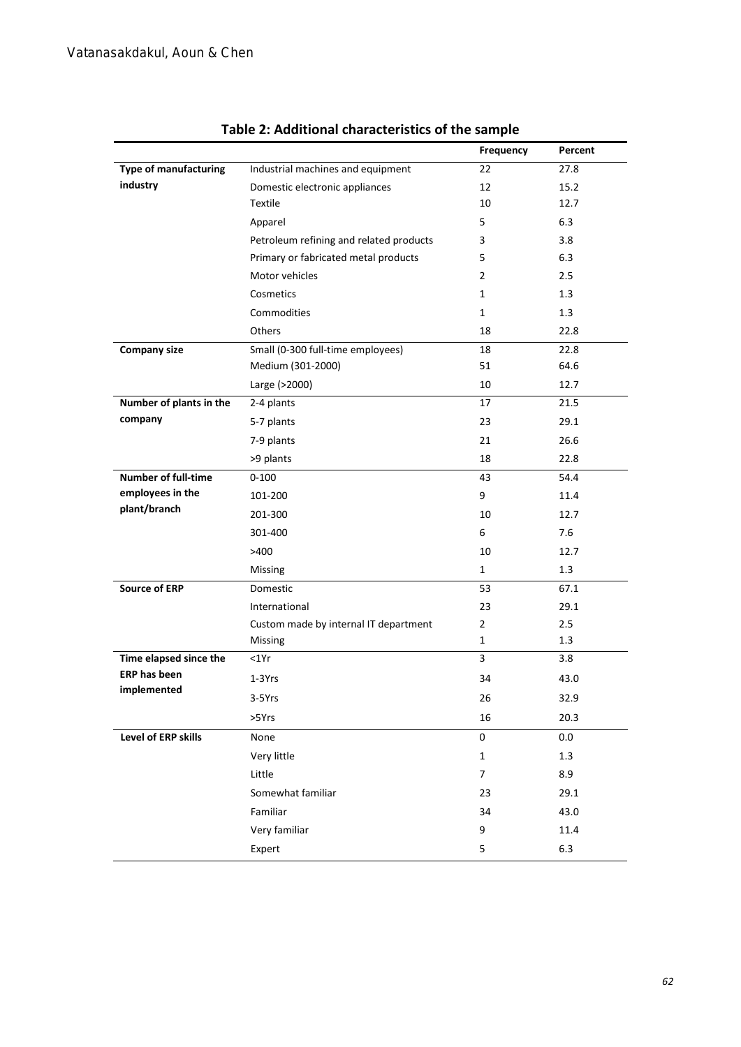## Table 2: Additional characteristics of the sample

| | | Frequency | Percent |
|---|---|---|---|
| **Type of manufacturing industry** | Industrial machines and equipment | 22 | 27.8 |
| | Domestic electronic appliances | 12 | 15.2 |
| | Textile | 10 | 12.7 |
| | Apparel | 5 | 6.3 |
| | Petroleum refining and related products | 3 | 3.8 |
| | Primary or fabricated metal products | 5 | 6.3 |
| | Motor vehicles | 2 | 2.5 |
| | Cosmetics | 1 | 1.3 |
| | Commodities | 1 | 1.3 |
| | Others | 18 | 22.8 |
| **Company size** | Small (0-300 full-time employees) | 18 | 22.8 |
| | Medium (301-2000) | 51 | 64.6 |
| | Large (>2000) | 10 | 12.7 |
| **Number of plants in the company** | 2-4 plants | 17 | 21.5 |
| | 5-7 plants | 23 | 29.1 |
| | 7-9 plants | 21 | 26.6 |
| | >9 plants | 18 | 22.8 |
| **Number of full-time employees in the plant/branch** | 0-100 | 43 | 54.4 |
| | 101-200 | 9 | 11.4 |
| | 201-300 | 10 | 12.7 |
| | 301-400 | 6 | 7.6 |
| | >400 | 10 | 12.7 |
| | Missing | 1 | 1.3 |
| **Source of ERP** | Domestic | 53 | 67.1 |
| | International | 23 | 29.1 |
| | Custom made by internal IT department | 2 | 2.5 |
| | Missing | 1 | 1.3 |
| **Time elapsed since the ERP has been implemented** | <1Yr | 3 | 3.8 |
| | 1-3Yrs | 34 | 43.0 |
| | 3-5Yrs | 26 | 32.9 |
| | >5Yrs | 16 | 20.3 |
| **Level of ERP skills** | None | 0 | 0.0 |
| | Very little | 1 | 1.3 |
| | Little | 7 | 8.9 |
| | Somewhat familiar | 23 | 29.1 |
| | Familiar | 34 | 43.0 |
| | Very familiar | 9 | 11.4 |
| | Expert | 5 | 6.3 |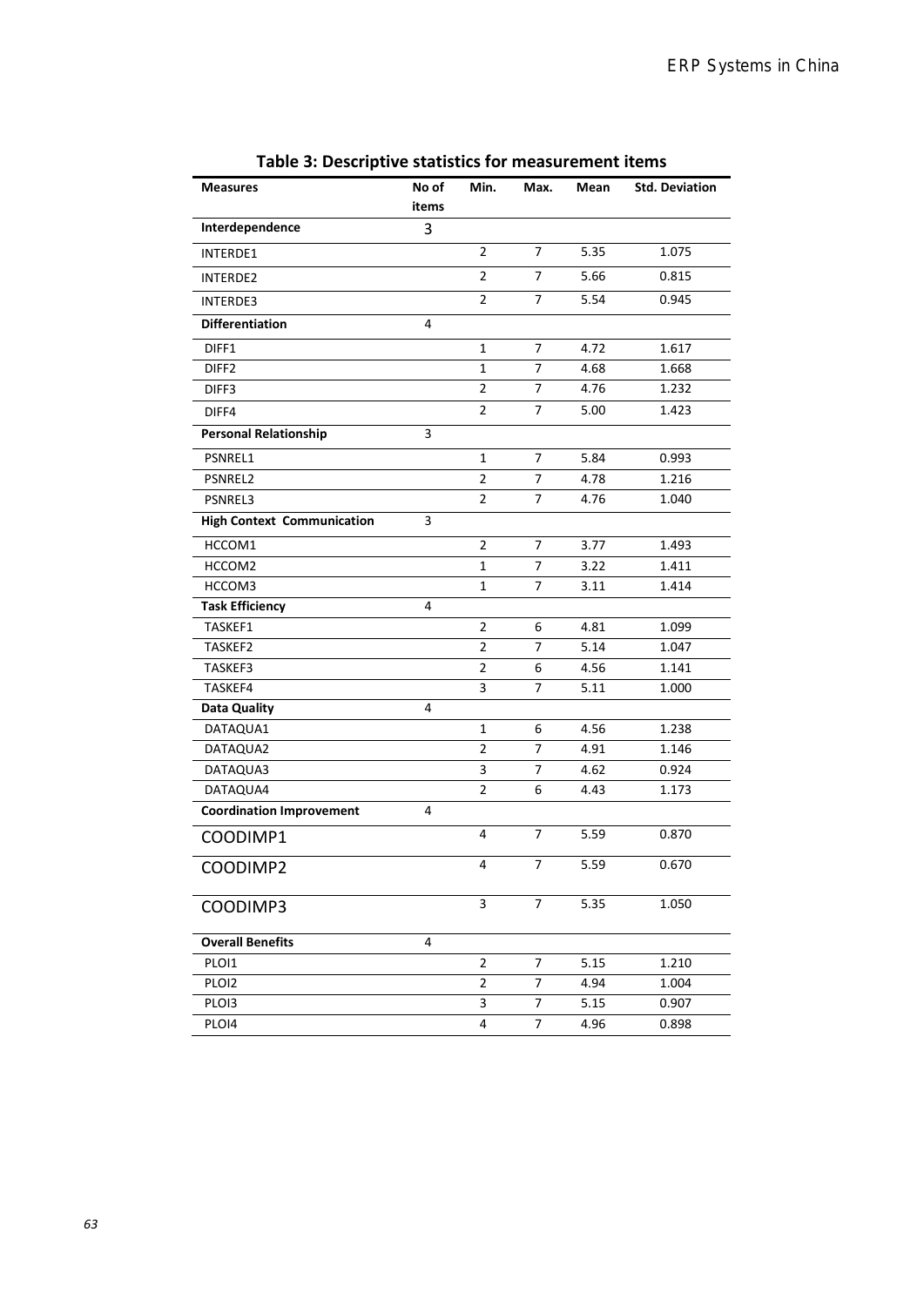**Table 3: Descriptive statistics for measurement items**

| Measures | No of items | Min. | Max. | Mean | Std. Deviation |
|---|---|---|---|---|---|
| **Interdependence** | 3 | | | | |
| INTERDE1 | | 2 | 7 | 5.35 | 1.075 |
| INTERDE2 | | 2 | 7 | 5.66 | 0.815 |
| INTERDE3 | | 2 | 7 | 5.54 | 0.945 |
| **Differentiation** | 4 | | | | |
| DIFF1 | | 1 | 7 | 4.72 | 1.617 |
| DIFF2 | | 1 | 7 | 4.68 | 1.668 |
| DIFF3 | | 2 | 7 | 4.76 | 1.232 |
| DIFF4 | | 2 | 7 | 5.00 | 1.423 |
| **Personal Relationship** | 3 | | | | |
| PSNREL1 | | 1 | 7 | 5.84 | 0.993 |
| PSNREL2 | | 2 | 7 | 4.78 | 1.216 |
| PSNREL3 | | 2 | 7 | 4.76 | 1.040 |
| **High Context Communication** | 3 | | | | |
| HCCOM1 | | 2 | 7 | 3.77 | 1.493 |
| HCCOM2 | | 1 | 7 | 3.22 | 1.411 |
| HCCOM3 | | 1 | 7 | 3.11 | 1.414 |
| **Task Efficiency** | 4 | | | | |
| TASKEF1 | | 2 | 6 | 4.81 | 1.099 |
| TASKEF2 | | 2 | 7 | 5.14 | 1.047 |
| TASKEF3 | | 2 | 6 | 4.56 | 1.141 |
| TASKEF4 | | 3 | 7 | 5.11 | 1.000 |
| **Data Quality** | 4 | | | | |
| DATAQUA1 | | 1 | 6 | 4.56 | 1.238 |
| DATAQUA2 | | 2 | 7 | 4.91 | 1.146 |
| DATAQUA3 | | 3 | 7 | 4.62 | 0.924 |
| DATAQUA4 | | 2 | 6 | 4.43 | 1.173 |
| **Coordination Improvement** | 4 | | | | |
| COODIMP1 | | 4 | 7 | 5.59 | 0.870 |
| COODIMP2 | | 4 | 7 | 5.59 | 0.670 |
| COODIMP3 | | 3 | 7 | 5.35 | 1.050 |
| **Overall Benefits** | 4 | | | | |
| PLOI1 | | 2 | 7 | 5.15 | 1.210 |
| PLOI2 | | 2 | 7 | 4.94 | 1.004 |
| PLOI3 | | 3 | 7 | 5.15 | 0.907 |
| PLOI4 | | 4 | 7 | 4.96 | 0.898 |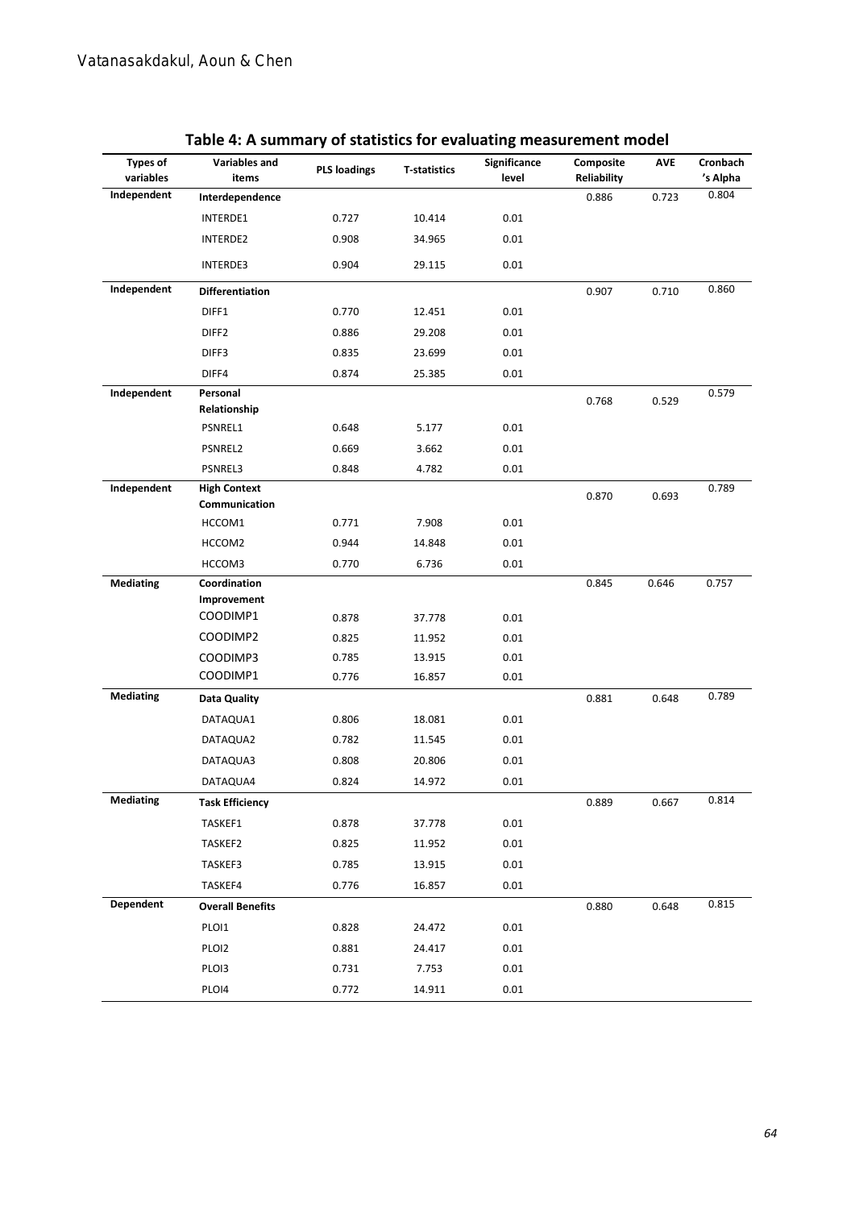**Table 4: A summary of statistics for evaluating measurement model**

| Types of variables | Variables and items | PLS loadings | T-statistics | Significance level | Composite Reliability | AVE | Cronbach 's Alpha |
|---|---|---|---|---|---|---|---|
| **Independent** | **Interdependence** | | | | 0.886 | 0.723 | 0.804 |
| | INTERDE1 | 0.727 | 10.414 | 0.01 | | | |
| | INTERDE2 | 0.908 | 34.965 | 0.01 | | | |
| | INTERDE3 | 0.904 | 29.115 | 0.01 | | | |
| **Independent** | **Differentiation** | | | | 0.907 | 0.710 | 0.860 |
| | DIFF1 | 0.770 | 12.451 | 0.01 | | | |
| | DIFF2 | 0.886 | 29.208 | 0.01 | | | |
| | DIFF3 | 0.835 | 23.699 | 0.01 | | | |
| | DIFF4 | 0.874 | 25.385 | 0.01 | | | |
| **Independent** | **Personal Relationship** | | | | 0.768 | 0.529 | 0.579 |
| | PSNREL1 | 0.648 | 5.177 | 0.01 | | | |
| | PSNREL2 | 0.669 | 3.662 | 0.01 | | | |
| | PSNREL3 | 0.848 | 4.782 | 0.01 | | | |
| **Independent** | **High Context Communication** | | | | 0.870 | 0.693 | 0.789 |
| | HCCOM1 | 0.771 | 7.908 | 0.01 | | | |
| | HCCOM2 | 0.944 | 14.848 | 0.01 | | | |
| | HCCOM3 | 0.770 | 6.736 | 0.01 | | | |
| **Mediating** | **Coordination Improvement** | | | | 0.845 | 0.646 | 0.757 |
| | COODIMP1 | 0.878 | 37.778 | 0.01 | | | |
| | COODIMP2 | 0.825 | 11.952 | 0.01 | | | |
| | COODIMP3 | 0.785 | 13.915 | 0.01 | | | |
| | COODIMP1 | 0.776 | 16.857 | 0.01 | | | |
| **Mediating** | **Data Quality** | | | | 0.881 | 0.648 | 0.789 |
| | DATAQUA1 | 0.806 | 18.081 | 0.01 | | | |
| | DATAQUA2 | 0.782 | 11.545 | 0.01 | | | |
| | DATAQUA3 | 0.808 | 20.806 | 0.01 | | | |
| | DATAQUA4 | 0.824 | 14.972 | 0.01 | | | |
| **Mediating** | **Task Efficiency** | | | | 0.889 | 0.667 | 0.814 |
| | TASKEF1 | 0.878 | 37.778 | 0.01 | | | |
| | TASKEF2 | 0.825 | 11.952 | 0.01 | | | |
| | TASKEF3 | 0.785 | 13.915 | 0.01 | | | |
| | TASKEF4 | 0.776 | 16.857 | 0.01 | | | |
| **Dependent** | **Overall Benefits** | | | | 0.880 | 0.648 | 0.815 |
| | PLOI1 | 0.828 | 24.472 | 0.01 | | | |
| | PLOI2 | 0.881 | 24.417 | 0.01 | | | |
| | PLOI3 | 0.731 | 7.753 | 0.01 | | | |
| | PLOI4 | 0.772 | 14.911 | 0.01 | | | |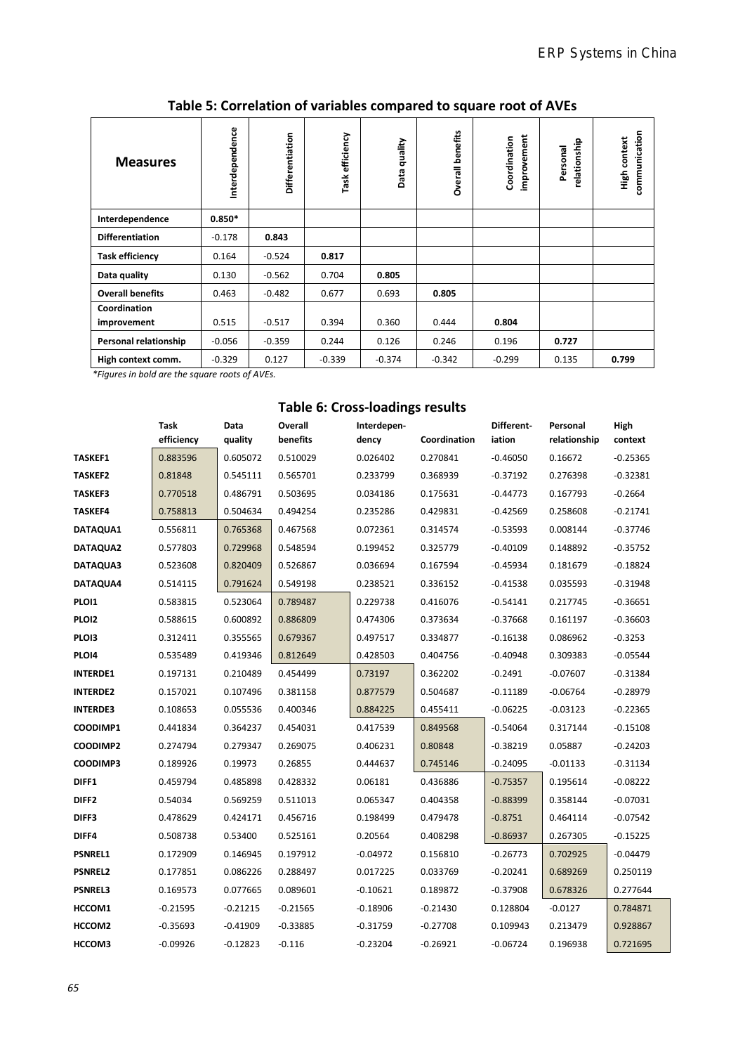## Table 5: Correlation of variables compared to square root of AVEs

| Measures | Interdependence | Differentiation | Task efficiency | Data quality | Overall benefits | Coordination improvement | Personal relationship | High context communication |
|---|---|---|---|---|---|---|---|---|
| **Interdependence** | **0.850*** | | | | | | | |
| **Differentiation** | -0.178 | **0.843** | | | | | | |
| **Task efficiency** | 0.164 | -0.524 | **0.817** | | | | | |
| **Data quality** | 0.130 | -0.562 | 0.704 | **0.805** | | | | |
| **Overall benefits** | 0.463 | -0.482 | 0.677 | 0.693 | **0.805** | | | |
| **Coordination improvement** | 0.515 | -0.517 | 0.394 | 0.360 | 0.444 | **0.804** | | |
| **Personal relationship** | -0.056 | -0.359 | 0.244 | 0.126 | 0.246 | 0.196 | **0.727** | |
| **High context comm.** | -0.329 | 0.127 | -0.339 | -0.374 | -0.342 | -0.299 | 0.135 | **0.799** |

*\*Figures in bold are the square roots of AVEs.*

## Table 6: Cross-loadings results

| | Task efficiency | Data quality | Overall benefits | Interdependency | Coordination | Differentiation | Personal relationship | High context |
|---|---|---|---|---|---|---|---|---|
| **TASKEF1** | 0.883596 | 0.605072 | 0.510029 | 0.026402 | 0.270841 | -0.46050 | 0.16672 | -0.25365 |
| **TASKEF2** | 0.81848 | 0.545111 | 0.565701 | 0.233799 | 0.368939 | -0.37192 | 0.276398 | -0.32381 |
| **TASKEF3** | 0.770518 | 0.486791 | 0.503695 | 0.034186 | 0.175631 | -0.44773 | 0.167793 | -0.2664 |
| **TASKEF4** | 0.758813 | 0.504634 | 0.494254 | 0.235286 | 0.429831 | -0.42569 | 0.258608 | -0.21741 |
| **DATAQUA1** | 0.556811 | 0.765368 | 0.467568 | 0.072361 | 0.314574 | -0.53593 | 0.008144 | -0.37746 |
| **DATAQUA2** | 0.577803 | 0.729968 | 0.548594 | 0.199452 | 0.325779 | -0.40109 | 0.148892 | -0.35752 |
| **DATAQUA3** | 0.523608 | 0.820409 | 0.526867 | 0.036694 | 0.167594 | -0.45934 | 0.181679 | -0.18824 |
| **DATAQUA4** | 0.514115 | 0.791624 | 0.549198 | 0.238521 | 0.336152 | -0.41538 | 0.035593 | -0.31948 |
| **PLOI1** | 0.583815 | 0.523064 | 0.789487 | 0.229738 | 0.416076 | -0.54141 | 0.217745 | -0.36651 |
| **PLOI2** | 0.588615 | 0.600892 | 0.886809 | 0.474306 | 0.373634 | -0.37668 | 0.161197 | -0.36603 |
| **PLOI3** | 0.312411 | 0.355565 | 0.679367 | 0.497517 | 0.334877 | -0.16138 | 0.086962 | -0.3253 |
| **PLOI4** | 0.535489 | 0.419346 | 0.812649 | 0.428503 | 0.404756 | -0.40948 | 0.309383 | -0.05544 |
| **INTERDE1** | 0.197131 | 0.210489 | 0.454499 | 0.73197 | 0.362202 | -0.2491 | -0.07607 | -0.31384 |
| **INTERDE2** | 0.157021 | 0.107496 | 0.381158 | 0.877579 | 0.504687 | -0.11189 | -0.06764 | -0.28979 |
| **INTERDE3** | 0.108653 | 0.055536 | 0.400346 | 0.884225 | 0.455411 | -0.06225 | -0.03123 | -0.22365 |
| **COODIMP1** | 0.441834 | 0.364237 | 0.454031 | 0.417539 | 0.849568 | -0.54064 | 0.317144 | -0.15108 |
| **COODIMP2** | 0.274794 | 0.279347 | 0.269075 | 0.406231 | 0.80848 | -0.38219 | 0.05887 | -0.24203 |
| **COODIMP3** | 0.189926 | 0.19973 | 0.26855 | 0.444637 | 0.745146 | -0.24095 | -0.01133 | -0.31134 |
| **DIFF1** | 0.459794 | 0.485898 | 0.428332 | 0.06181 | 0.436886 | -0.75357 | 0.195614 | -0.08222 |
| **DIFF2** | 0.54034 | 0.569259 | 0.511013 | 0.065347 | 0.404358 | -0.88399 | 0.358144 | -0.07031 |
| **DIFF3** | 0.478629 | 0.424171 | 0.456716 | 0.198499 | 0.479478 | -0.8751 | 0.464114 | -0.07542 |
| **DIFF4** | 0.508738 | 0.53400 | 0.525161 | 0.20564 | 0.408298 | -0.86937 | 0.267305 | -0.15225 |
| **PSNREL1** | 0.172909 | 0.146945 | 0.197912 | -0.04972 | 0.156810 | -0.26773 | 0.702925 | -0.04479 |
| **PSNREL2** | 0.177851 | 0.086226 | 0.288497 | 0.017225 | 0.033769 | -0.20241 | 0.689269 | 0.250119 |
| **PSNREL3** | 0.169573 | 0.077665 | 0.089601 | -0.10621 | 0.189872 | -0.37908 | 0.678326 | 0.277644 |
| **HCCOM1** | -0.21595 | -0.21215 | -0.21565 | -0.18906 | -0.21430 | 0.128804 | -0.0127 | 0.784871 |
| **HCCOM2** | -0.35693 | -0.41909 | -0.33885 | -0.31759 | -0.27708 | 0.109943 | 0.213479 | 0.928867 |
| **HCCOM3** | -0.09926 | -0.12823 | -0.116 | -0.23204 | -0.26921 | -0.06724 | 0.196938 | 0.721695 |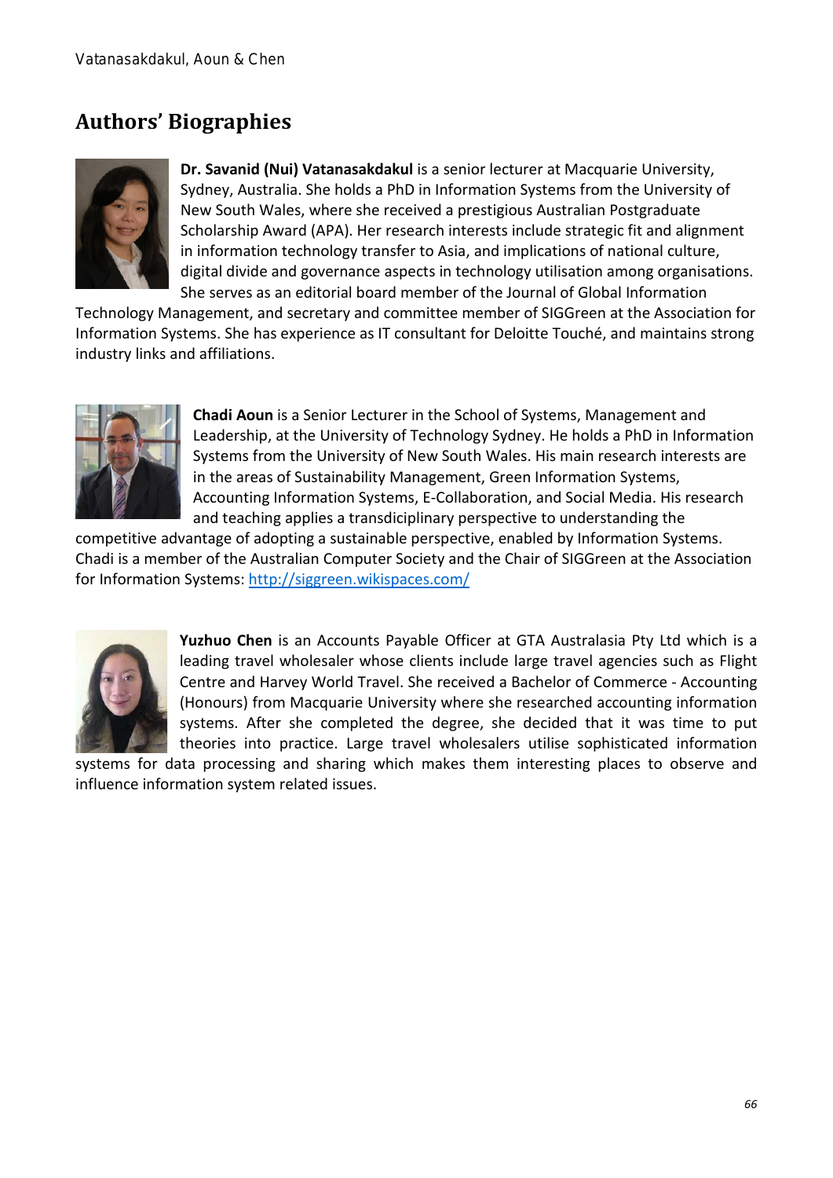# Authors' Biographies

**Dr. Savanid (Nui) Vatanasakdakul** is a senior lecturer at Macquarie University, Sydney, Australia. She holds a PhD in Information Systems from the University of New South Wales, where she received a prestigious Australian Postgraduate Scholarship Award (APA). Her research interests include strategic fit and alignment in information technology transfer to Asia, and implications of national culture, digital divide and governance aspects in technology utilisation among organisations. She serves as an editorial board member of the Journal of Global Information Technology Management, and secretary and committee member of SIGGreen at the Association for Information Systems. She has experience as IT consultant for Deloitte Touché, and maintains strong industry links and affiliations.

**Chadi Aoun** is a Senior Lecturer in the School of Systems, Management and Leadership, at the University of Technology Sydney. He holds a PhD in Information Systems from the University of New South Wales. His main research interests are in the areas of Sustainability Management, Green Information Systems, Accounting Information Systems, E-Collaboration, and Social Media. His research and teaching applies a transdiciplinary perspective to understanding the competitive advantage of adopting a sustainable perspective, enabled by Information Systems. Chadi is a member of the Australian Computer Society and the Chair of SIGGreen at the Association for Information Systems: http://siggreen.wikispaces.com/

**Yuzhuo Chen** is an Accounts Payable Officer at GTA Australasia Pty Ltd which is a leading travel wholesaler whose clients include large travel agencies such as Flight Centre and Harvey World Travel. She received a Bachelor of Commerce - Accounting (Honours) from Macquarie University where she researched accounting information systems. After she completed the degree, she decided that it was time to put theories into practice. Large travel wholesalers utilise sophisticated information systems for data processing and sharing which makes them interesting places to observe and influence information system related issues.